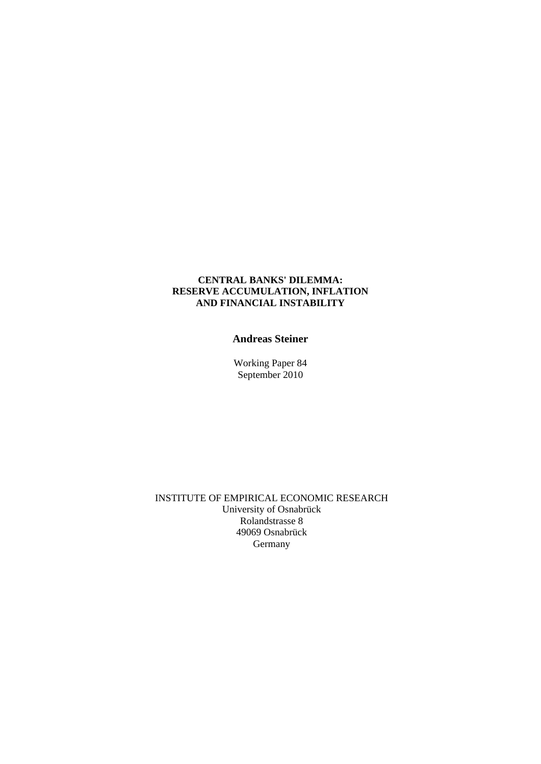# CENTRAL BANKS' DILEMMA: RESERVE ACCUMULATION, INFLATION AND FINANCIAL INSTABILITY

**Andreas Steiner**

Working Paper 84
September 2010

INSTITUTE OF EMPIRICAL ECONOMIC RESEARCH
University of Osnabrück
Rolandstrasse 8
49069 Osnabrück
Germany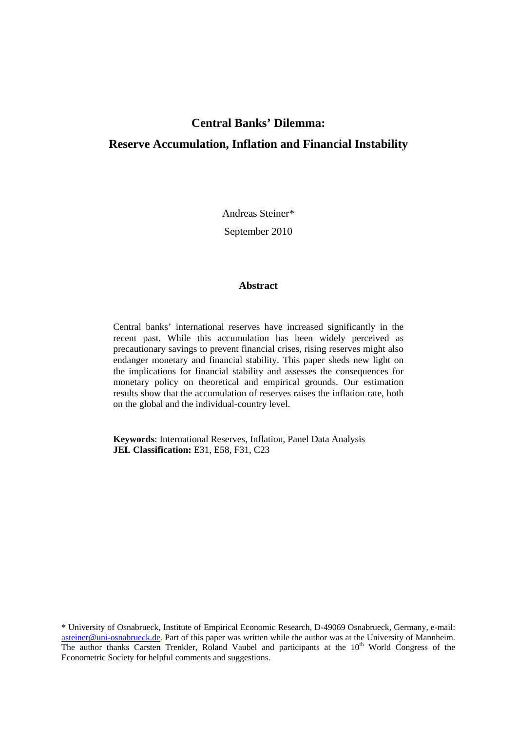# Central Banks' Dilemma:

# Reserve Accumulation, Inflation and Financial Instability

Andreas Steiner*

September 2010

## Abstract

Central banks' international reserves have increased significantly in the recent past. While this accumulation has been widely perceived as precautionary savings to prevent financial crises, rising reserves might also endanger monetary and financial stability. This paper sheds new light on the implications for financial stability and assesses the consequences for monetary policy on theoretical and empirical grounds. Our estimation results show that the accumulation of reserves raises the inflation rate, both on the global and the individual-country level.

**Keywords**: International Reserves, Inflation, Panel Data Analysis
**JEL Classification:** E31, E58, F31, C23

\* University of Osnabrueck, Institute of Empirical Economic Research, D-49069 Osnabrueck, Germany, e-mail: asteiner@uni-osnabrueck.de. Part of this paper was written while the author was at the University of Mannheim. The author thanks Carsten Trenkler, Roland Vaubel and participants at the 10th World Congress of the Econometric Society for helpful comments and suggestions.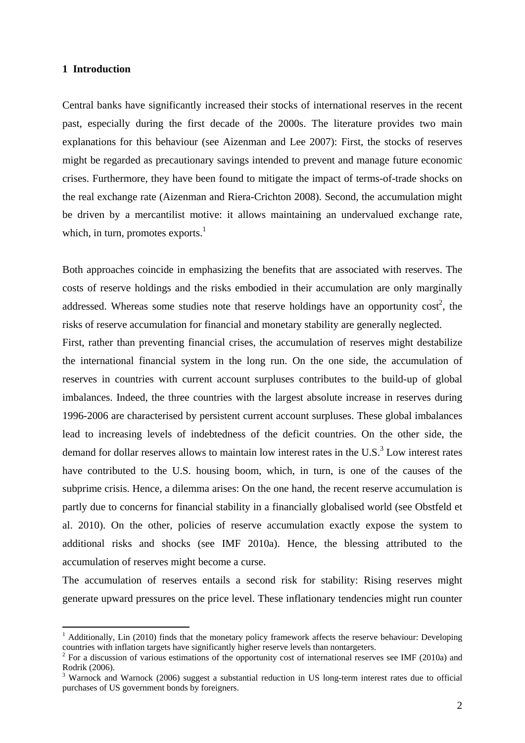## 1 Introduction

Central banks have significantly increased their stocks of international reserves in the recent past, especially during the first decade of the 2000s. The literature provides two main explanations for this behaviour (see Aizenman and Lee 2007): First, the stocks of reserves might be regarded as precautionary savings intended to prevent and manage future economic crises. Furthermore, they have been found to mitigate the impact of terms-of-trade shocks on the real exchange rate (Aizenman and Riera-Crichton 2008). Second, the accumulation might be driven by a mercantilist motive: it allows maintaining an undervalued exchange rate, which, in turn, promotes exports.[1]

Both approaches coincide in emphasizing the benefits that are associated with reserves. The costs of reserve holdings and the risks embodied in their accumulation are only marginally addressed. Whereas some studies note that reserve holdings have an opportunity cost[2], the risks of reserve accumulation for financial and monetary stability are generally neglected.

First, rather than preventing financial crises, the accumulation of reserves might destabilize the international financial system in the long run. On the one side, the accumulation of reserves in countries with current account surpluses contributes to the build-up of global imbalances. Indeed, the three countries with the largest absolute increase in reserves during 1996-2006 are characterised by persistent current account surpluses. These global imbalances lead to increasing levels of indebtedness of the deficit countries. On the other side, the demand for dollar reserves allows to maintain low interest rates in the U.S.[3] Low interest rates have contributed to the U.S. housing boom, which, in turn, is one of the causes of the subprime crisis. Hence, a dilemma arises: On the one hand, the recent reserve accumulation is partly due to concerns for financial stability in a financially globalised world (see Obstfeld et al. 2010). On the other, policies of reserve accumulation exactly expose the system to additional risks and shocks (see IMF 2010a). Hence, the blessing attributed to the accumulation of reserves might become a curse.

The accumulation of reserves entails a second risk for stability: Rising reserves might generate upward pressures on the price level. These inflationary tendencies might run counter

---

[1] Additionally, Lin (2010) finds that the monetary policy framework affects the reserve behaviour: Developing countries with inflation targets have significantly higher reserve levels than nontargeters.

[2] For a discussion of various estimations of the opportunity cost of international reserves see IMF (2010a) and Rodrik (2006).

[3] Warnock and Warnock (2006) suggest a substantial reduction in US long-term interest rates due to official purchases of US government bonds by foreigners.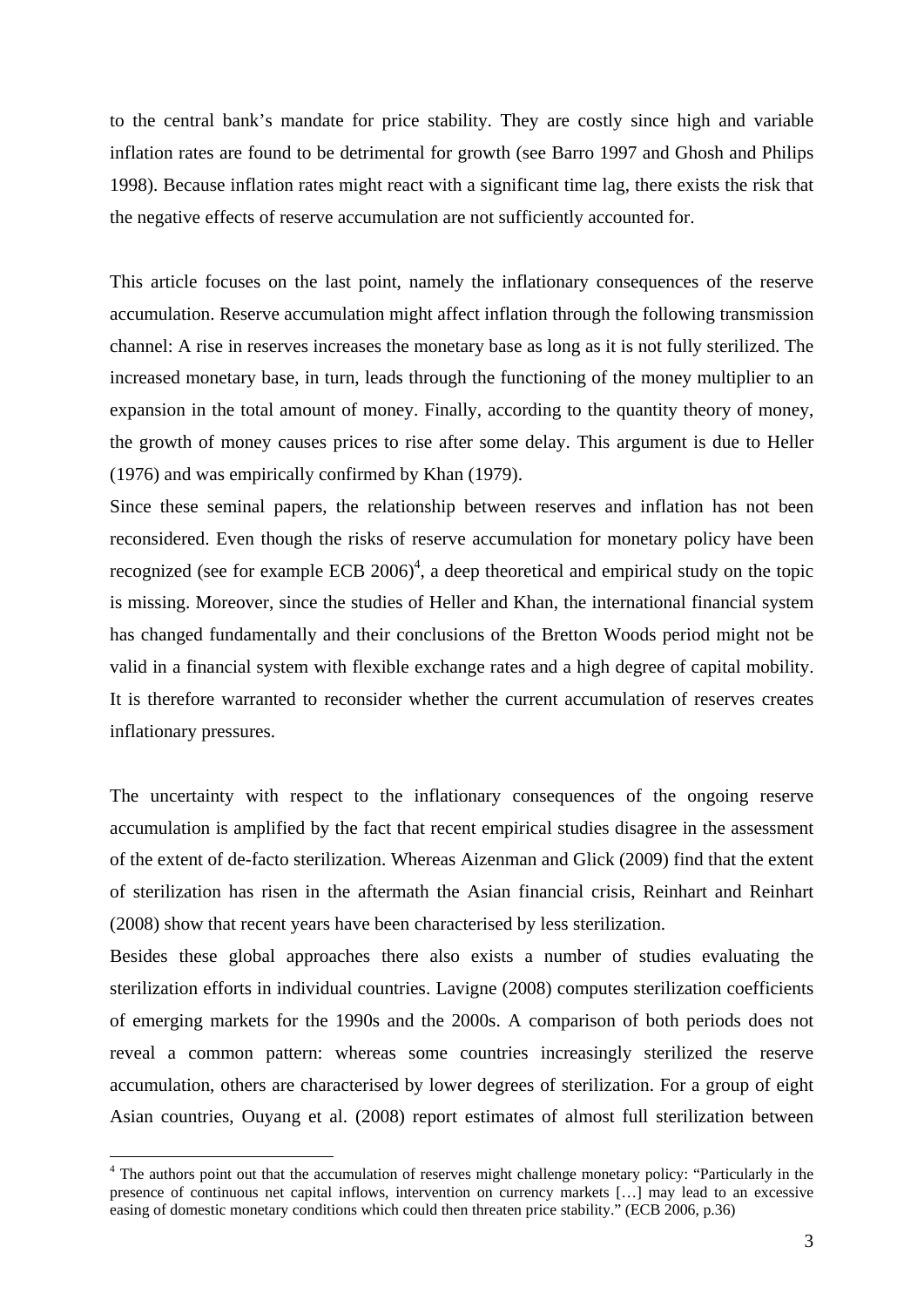to the central bank's mandate for price stability. They are costly since high and variable inflation rates are found to be detrimental for growth (see Barro 1997 and Ghosh and Philips 1998). Because inflation rates might react with a significant time lag, there exists the risk that the negative effects of reserve accumulation are not sufficiently accounted for.

This article focuses on the last point, namely the inflationary consequences of the reserve accumulation. Reserve accumulation might affect inflation through the following transmission channel: A rise in reserves increases the monetary base as long as it is not fully sterilized. The increased monetary base, in turn, leads through the functioning of the money multiplier to an expansion in the total amount of money. Finally, according to the quantity theory of money, the growth of money causes prices to rise after some delay. This argument is due to Heller (1976) and was empirically confirmed by Khan (1979).

Since these seminal papers, the relationship between reserves and inflation has not been reconsidered. Even though the risks of reserve accumulation for monetary policy have been recognized (see for example ECB 2006)[4], a deep theoretical and empirical study on the topic is missing. Moreover, since the studies of Heller and Khan, the international financial system has changed fundamentally and their conclusions of the Bretton Woods period might not be valid in a financial system with flexible exchange rates and a high degree of capital mobility. It is therefore warranted to reconsider whether the current accumulation of reserves creates inflationary pressures.

The uncertainty with respect to the inflationary consequences of the ongoing reserve accumulation is amplified by the fact that recent empirical studies disagree in the assessment of the extent of de-facto sterilization. Whereas Aizenman and Glick (2009) find that the extent of sterilization has risen in the aftermath the Asian financial crisis, Reinhart and Reinhart (2008) show that recent years have been characterised by less sterilization.

Besides these global approaches there also exists a number of studies evaluating the sterilization efforts in individual countries. Lavigne (2008) computes sterilization coefficients of emerging markets for the 1990s and the 2000s. A comparison of both periods does not reveal a common pattern: whereas some countries increasingly sterilized the reserve accumulation, others are characterised by lower degrees of sterilization. For a group of eight Asian countries, Ouyang et al. (2008) report estimates of almost full sterilization between

[4] The authors point out that the accumulation of reserves might challenge monetary policy: "Particularly in the presence of continuous net capital inflows, intervention on currency markets […] may lead to an excessive easing of domestic monetary conditions which could then threaten price stability." (ECB 2006, p.36)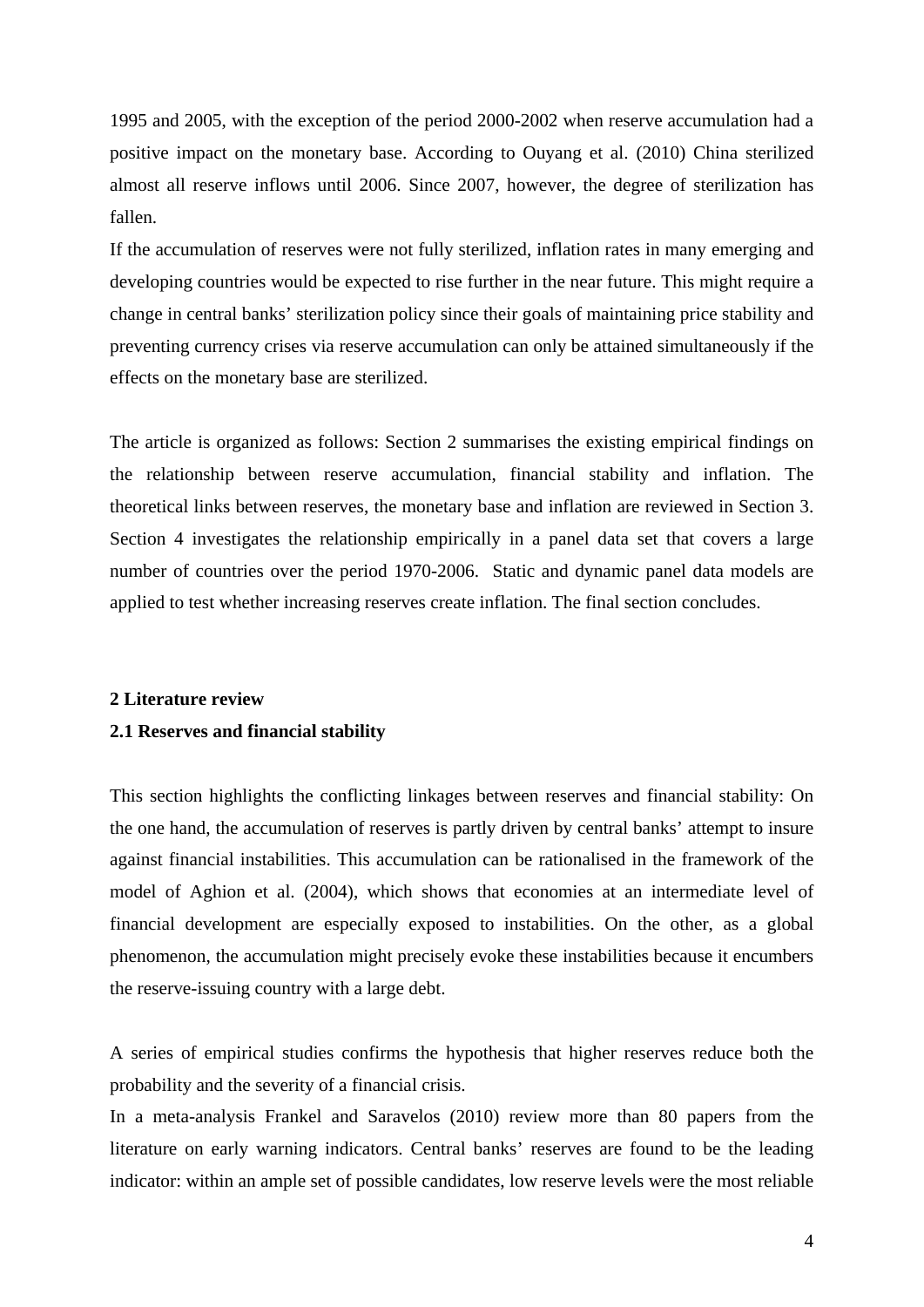1995 and 2005, with the exception of the period 2000-2002 when reserve accumulation had a positive impact on the monetary base. According to Ouyang et al. (2010) China sterilized almost all reserve inflows until 2006. Since 2007, however, the degree of sterilization has fallen.

If the accumulation of reserves were not fully sterilized, inflation rates in many emerging and developing countries would be expected to rise further in the near future. This might require a change in central banks' sterilization policy since their goals of maintaining price stability and preventing currency crises via reserve accumulation can only be attained simultaneously if the effects on the monetary base are sterilized.

The article is organized as follows: Section 2 summarises the existing empirical findings on the relationship between reserve accumulation, financial stability and inflation. The theoretical links between reserves, the monetary base and inflation are reviewed in Section 3. Section 4 investigates the relationship empirically in a panel data set that covers a large number of countries over the period 1970-2006. Static and dynamic panel data models are applied to test whether increasing reserves create inflation. The final section concludes.

## 2 Literature review

### 2.1 Reserves and financial stability

This section highlights the conflicting linkages between reserves and financial stability: On the one hand, the accumulation of reserves is partly driven by central banks' attempt to insure against financial instabilities. This accumulation can be rationalised in the framework of the model of Aghion et al. (2004), which shows that economies at an intermediate level of financial development are especially exposed to instabilities. On the other, as a global phenomenon, the accumulation might precisely evoke these instabilities because it encumbers the reserve-issuing country with a large debt.

A series of empirical studies confirms the hypothesis that higher reserves reduce both the probability and the severity of a financial crisis.

In a meta-analysis Frankel and Saravelos (2010) review more than 80 papers from the literature on early warning indicators. Central banks' reserves are found to be the leading indicator: within an ample set of possible candidates, low reserve levels were the most reliable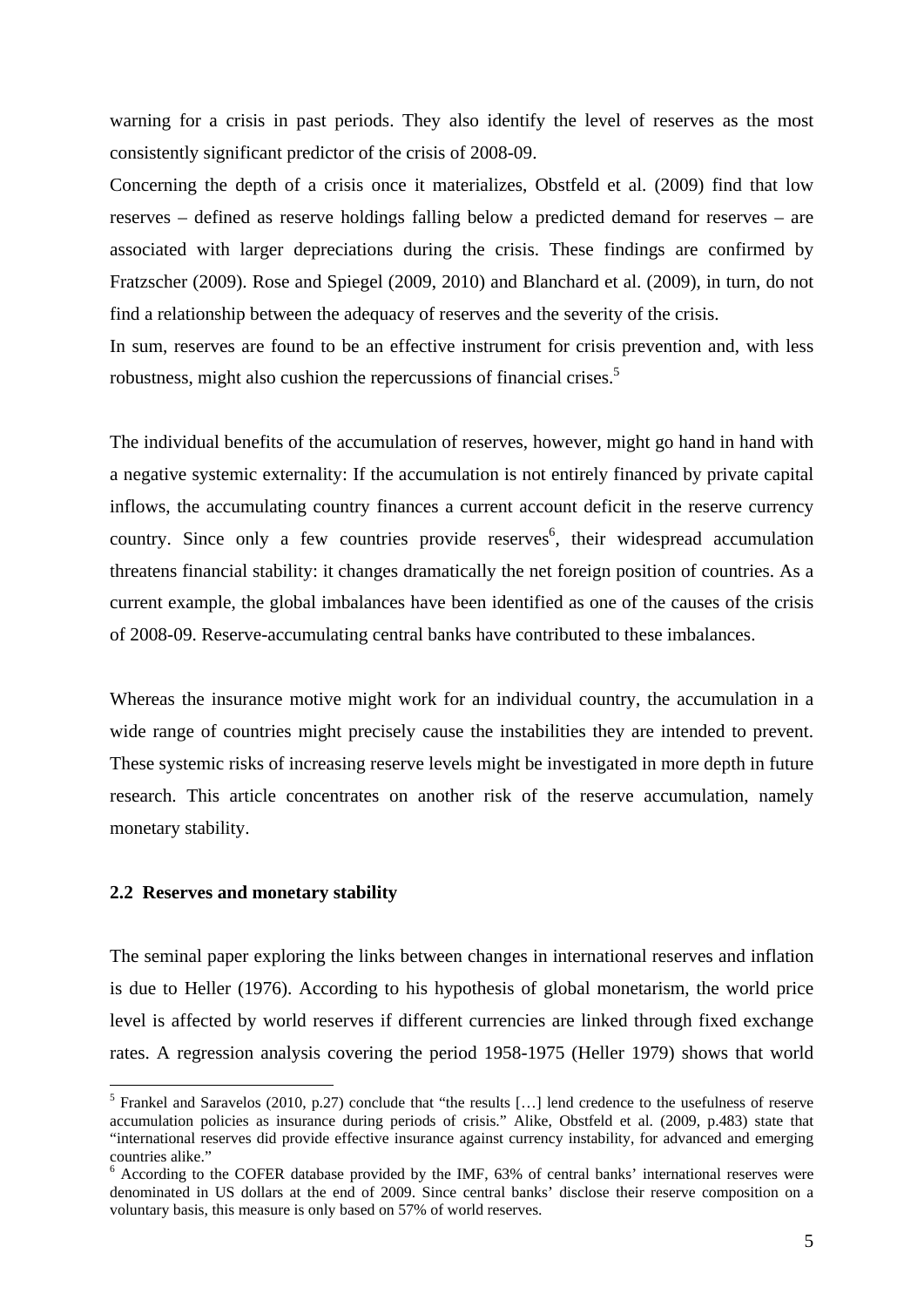warning for a crisis in past periods. They also identify the level of reserves as the most consistently significant predictor of the crisis of 2008-09.

Concerning the depth of a crisis once it materializes, Obstfeld et al. (2009) find that low reserves – defined as reserve holdings falling below a predicted demand for reserves – are associated with larger depreciations during the crisis. These findings are confirmed by Fratzscher (2009). Rose and Spiegel (2009, 2010) and Blanchard et al. (2009), in turn, do not find a relationship between the adequacy of reserves and the severity of the crisis.

In sum, reserves are found to be an effective instrument for crisis prevention and, with less robustness, might also cushion the repercussions of financial crises.[5]

The individual benefits of the accumulation of reserves, however, might go hand in hand with a negative systemic externality: If the accumulation is not entirely financed by private capital inflows, the accumulating country finances a current account deficit in the reserve currency country. Since only a few countries provide reserves[6], their widespread accumulation threatens financial stability: it changes dramatically the net foreign position of countries. As a current example, the global imbalances have been identified as one of the causes of the crisis of 2008-09. Reserve-accumulating central banks have contributed to these imbalances.

Whereas the insurance motive might work for an individual country, the accumulation in a wide range of countries might precisely cause the instabilities they are intended to prevent. These systemic risks of increasing reserve levels might be investigated in more depth in future research. This article concentrates on another risk of the reserve accumulation, namely monetary stability.

### 2.2 Reserves and monetary stability

The seminal paper exploring the links between changes in international reserves and inflation is due to Heller (1976). According to his hypothesis of global monetarism, the world price level is affected by world reserves if different currencies are linked through fixed exchange rates. A regression analysis covering the period 1958-1975 (Heller 1979) shows that world

---

[5] Frankel and Saravelos (2010, p.27) conclude that "the results […] lend credence to the usefulness of reserve accumulation policies as insurance during periods of crisis." Alike, Obstfeld et al. (2009, p.483) state that "international reserves did provide effective insurance against currency instability, for advanced and emerging countries alike."

[6] According to the COFER database provided by the IMF, 63% of central banks' international reserves were denominated in US dollars at the end of 2009. Since central banks' disclose their reserve composition on a voluntary basis, this measure is only based on 57% of world reserves.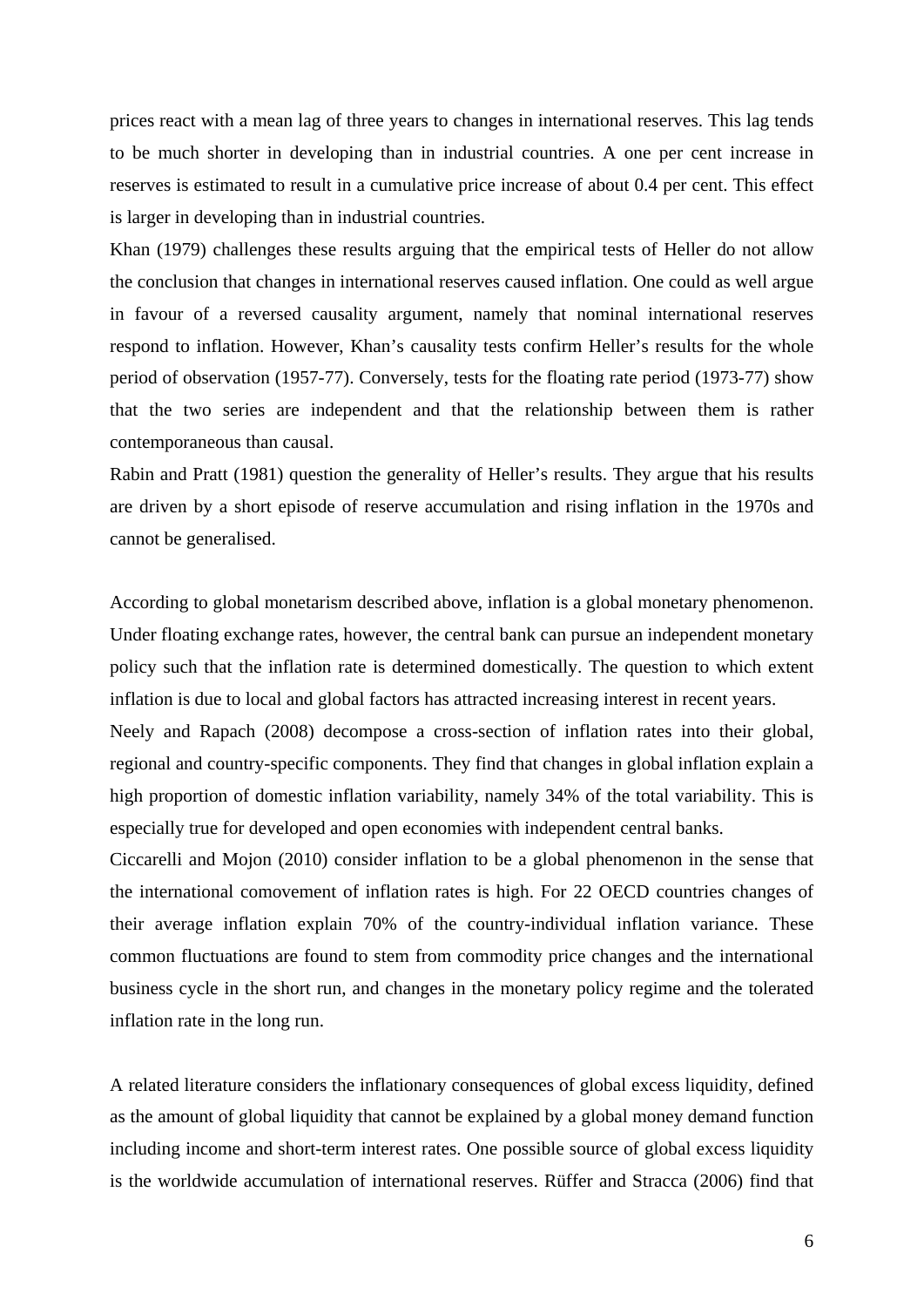prices react with a mean lag of three years to changes in international reserves. This lag tends to be much shorter in developing than in industrial countries. A one per cent increase in reserves is estimated to result in a cumulative price increase of about 0.4 per cent. This effect is larger in developing than in industrial countries.

Khan (1979) challenges these results arguing that the empirical tests of Heller do not allow the conclusion that changes in international reserves caused inflation. One could as well argue in favour of a reversed causality argument, namely that nominal international reserves respond to inflation. However, Khan's causality tests confirm Heller's results for the whole period of observation (1957-77). Conversely, tests for the floating rate period (1973-77) show that the two series are independent and that the relationship between them is rather contemporaneous than causal.

Rabin and Pratt (1981) question the generality of Heller's results. They argue that his results are driven by a short episode of reserve accumulation and rising inflation in the 1970s and cannot be generalised.

According to global monetarism described above, inflation is a global monetary phenomenon. Under floating exchange rates, however, the central bank can pursue an independent monetary policy such that the inflation rate is determined domestically. The question to which extent inflation is due to local and global factors has attracted increasing interest in recent years.

Neely and Rapach (2008) decompose a cross-section of inflation rates into their global, regional and country-specific components. They find that changes in global inflation explain a high proportion of domestic inflation variability, namely 34% of the total variability. This is especially true for developed and open economies with independent central banks.

Ciccarelli and Mojon (2010) consider inflation to be a global phenomenon in the sense that the international comovement of inflation rates is high. For 22 OECD countries changes of their average inflation explain 70% of the country-individual inflation variance. These common fluctuations are found to stem from commodity price changes and the international business cycle in the short run, and changes in the monetary policy regime and the tolerated inflation rate in the long run.

A related literature considers the inflationary consequences of global excess liquidity, defined as the amount of global liquidity that cannot be explained by a global money demand function including income and short-term interest rates. One possible source of global excess liquidity is the worldwide accumulation of international reserves. Rüffer and Stracca (2006) find that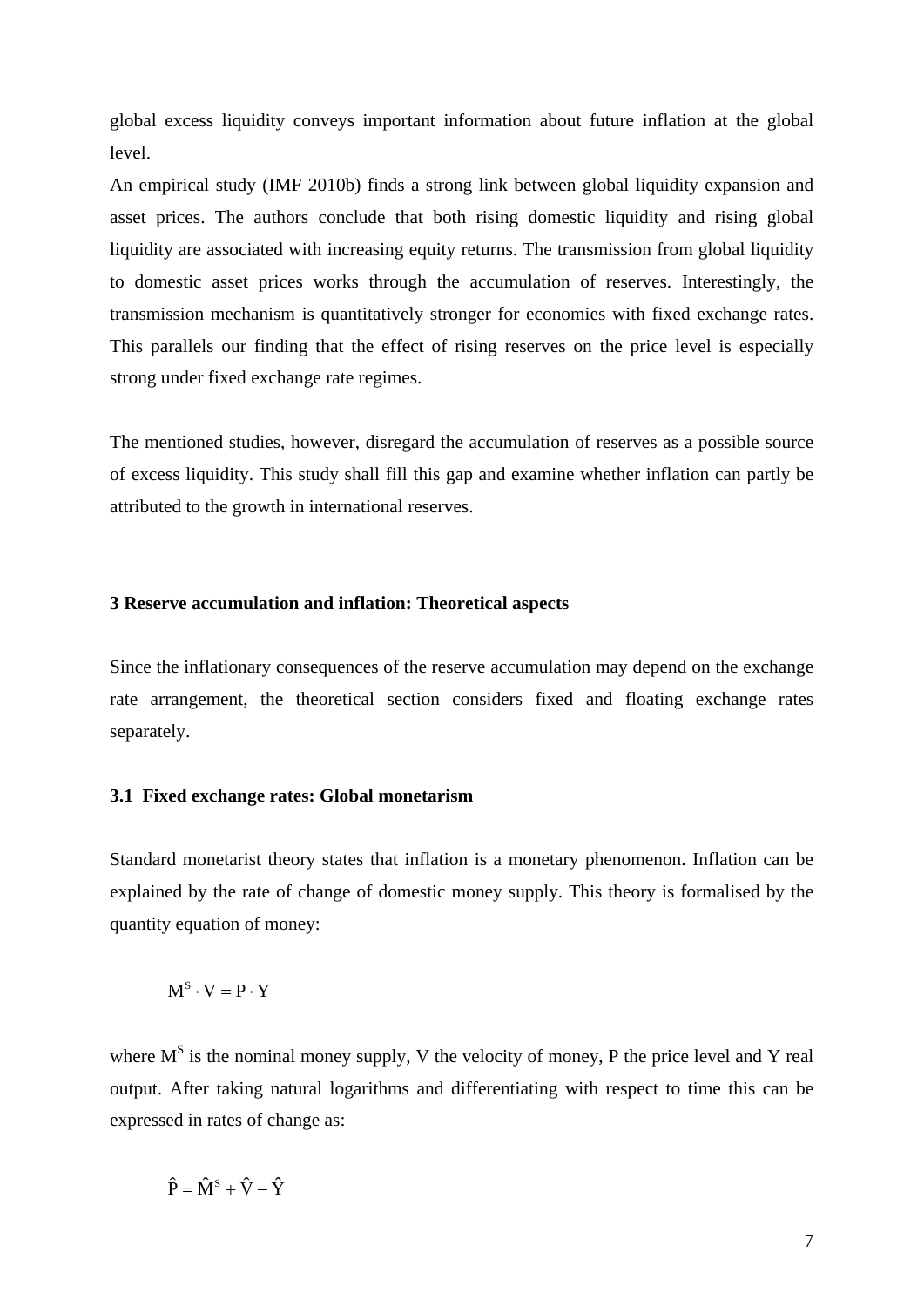global excess liquidity conveys important information about future inflation at the global level.

An empirical study (IMF 2010b) finds a strong link between global liquidity expansion and asset prices. The authors conclude that both rising domestic liquidity and rising global liquidity are associated with increasing equity returns. The transmission from global liquidity to domestic asset prices works through the accumulation of reserves. Interestingly, the transmission mechanism is quantitatively stronger for economies with fixed exchange rates. This parallels our finding that the effect of rising reserves on the price level is especially strong under fixed exchange rate regimes.

The mentioned studies, however, disregard the accumulation of reserves as a possible source of excess liquidity. This study shall fill this gap and examine whether inflation can partly be attributed to the growth in international reserves.

## 3 Reserve accumulation and inflation: Theoretical aspects

Since the inflationary consequences of the reserve accumulation may depend on the exchange rate arrangement, the theoretical section considers fixed and floating exchange rates separately.

### 3.1 Fixed exchange rates: Global monetarism

Standard monetarist theory states that inflation is a monetary phenomenon. Inflation can be explained by the rate of change of domestic money supply. This theory is formalised by the quantity equation of money:

$$M^S \cdot V = P \cdot Y$$

where $M^S$ is the nominal money supply, V the velocity of money, P the price level and Y real output. After taking natural logarithms and differentiating with respect to time this can be expressed in rates of change as:

$$\hat{P} = \hat{M}^S + \hat{V} - \hat{Y}$$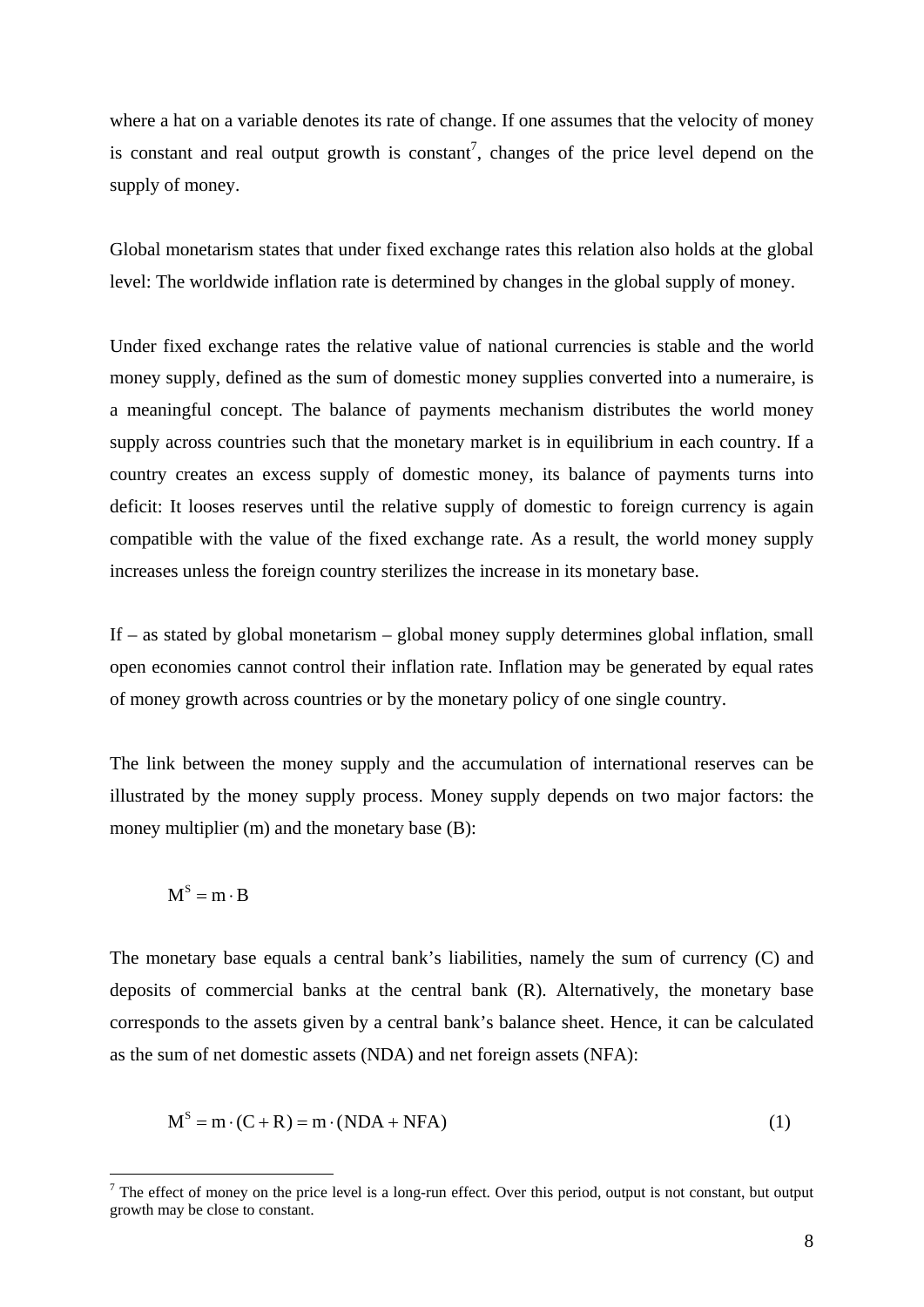where a hat on a variable denotes its rate of change. If one assumes that the velocity of money is constant and real output growth is constant[7], changes of the price level depend on the supply of money.

Global monetarism states that under fixed exchange rates this relation also holds at the global level: The worldwide inflation rate is determined by changes in the global supply of money.

Under fixed exchange rates the relative value of national currencies is stable and the world money supply, defined as the sum of domestic money supplies converted into a numeraire, is a meaningful concept. The balance of payments mechanism distributes the world money supply across countries such that the monetary market is in equilibrium in each country. If a country creates an excess supply of domestic money, its balance of payments turns into deficit: It looses reserves until the relative supply of domestic to foreign currency is again compatible with the value of the fixed exchange rate. As a result, the world money supply increases unless the foreign country sterilizes the increase in its monetary base.

If – as stated by global monetarism – global money supply determines global inflation, small open economies cannot control their inflation rate. Inflation may be generated by equal rates of money growth across countries or by the monetary policy of one single country.

The link between the money supply and the accumulation of international reserves can be illustrated by the money supply process. Money supply depends on two major factors: the money multiplier (m) and the monetary base (B):

$$M^S = m \cdot B$$

The monetary base equals a central bank's liabilities, namely the sum of currency (C) and deposits of commercial banks at the central bank (R). Alternatively, the monetary base corresponds to the assets given by a central bank's balance sheet. Hence, it can be calculated as the sum of net domestic assets (NDA) and net foreign assets (NFA):

$$M^S = m \cdot (C + R) = m \cdot (NDA + NFA) \tag{1}$$

[7] The effect of money on the price level is a long-run effect. Over this period, output is not constant, but output growth may be close to constant.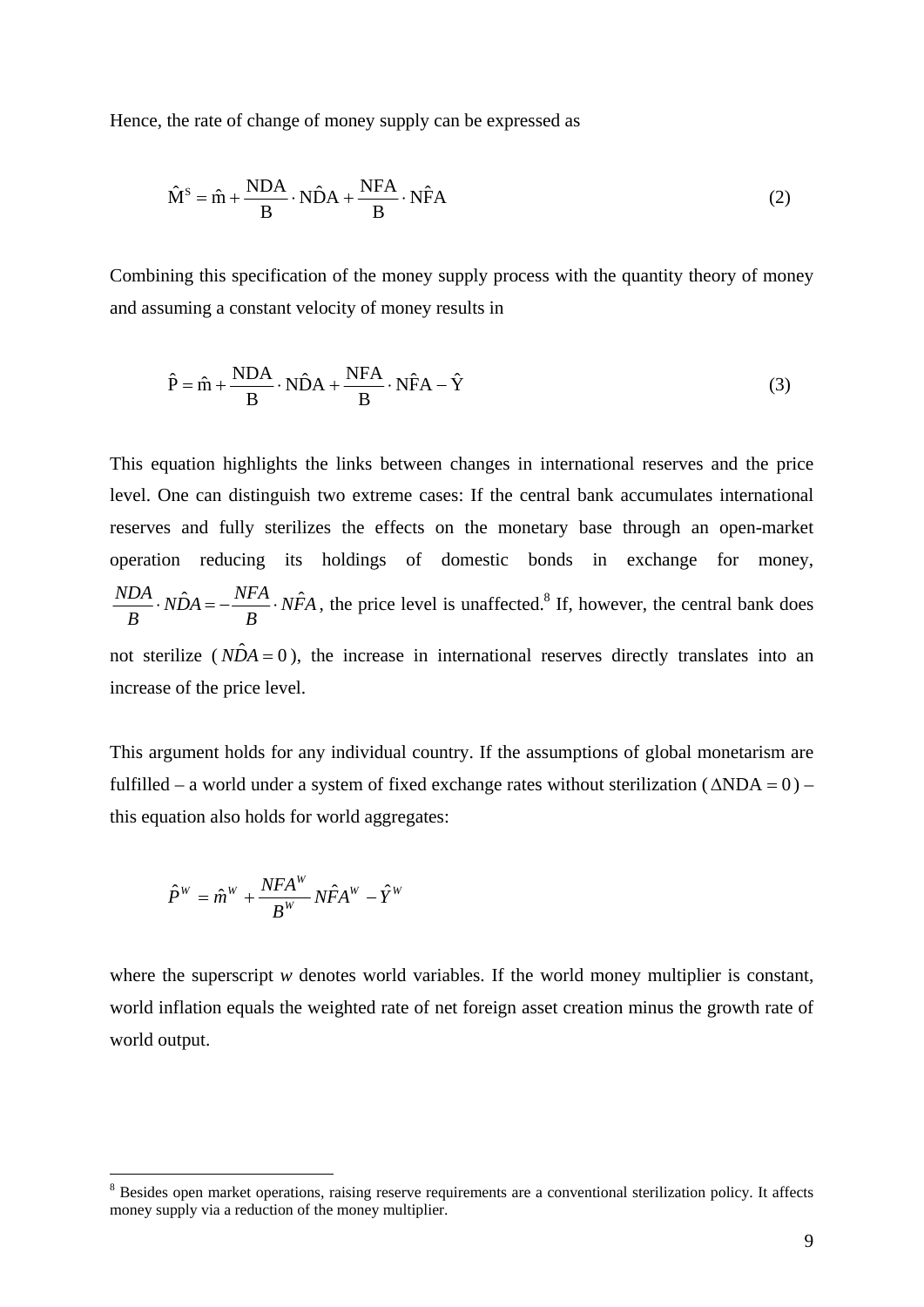Hence, the rate of change of money supply can be expressed as

$$\hat{M}^S = \hat{m} + \frac{NDA}{B} \cdot N\hat{D}A + \frac{NFA}{B} \cdot N\hat{F}A \tag{2}$$

Combining this specification of the money supply process with the quantity theory of money and assuming a constant velocity of money results in

$$\hat{P} = \hat{m} + \frac{NDA}{B} \cdot N\hat{D}A + \frac{NFA}{B} \cdot N\hat{F}A - \hat{Y} \tag{3}$$

This equation highlights the links between changes in international reserves and the price level. One can distinguish two extreme cases: If the central bank accumulates international reserves and fully sterilizes the effects on the monetary base through an open-market operation reducing its holdings of domestic bonds in exchange for money, $\frac{NDA}{B} \cdot N\hat{D}A = -\frac{NFA}{B} \cdot N\hat{F}A$, the price level is unaffected.[8] If, however, the central bank does not sterilize ( $N\hat{D}A = 0$ ), the increase in international reserves directly translates into an increase of the price level.

This argument holds for any individual country. If the assumptions of global monetarism are fulfilled – a world under a system of fixed exchange rates without sterilization ( $\Delta NDA = 0$ ) – this equation also holds for world aggregates:

$$\hat{P}^W = \hat{m}^W + \frac{NFA^W}{B^W} N\hat{F}A^W - \hat{Y}^W$$

where the superscript *w* denotes world variables. If the world money multiplier is constant, world inflation equals the weighted rate of net foreign asset creation minus the growth rate of world output.

[8] Besides open market operations, raising reserve requirements are a conventional sterilization policy. It affects money supply via a reduction of the money multiplier.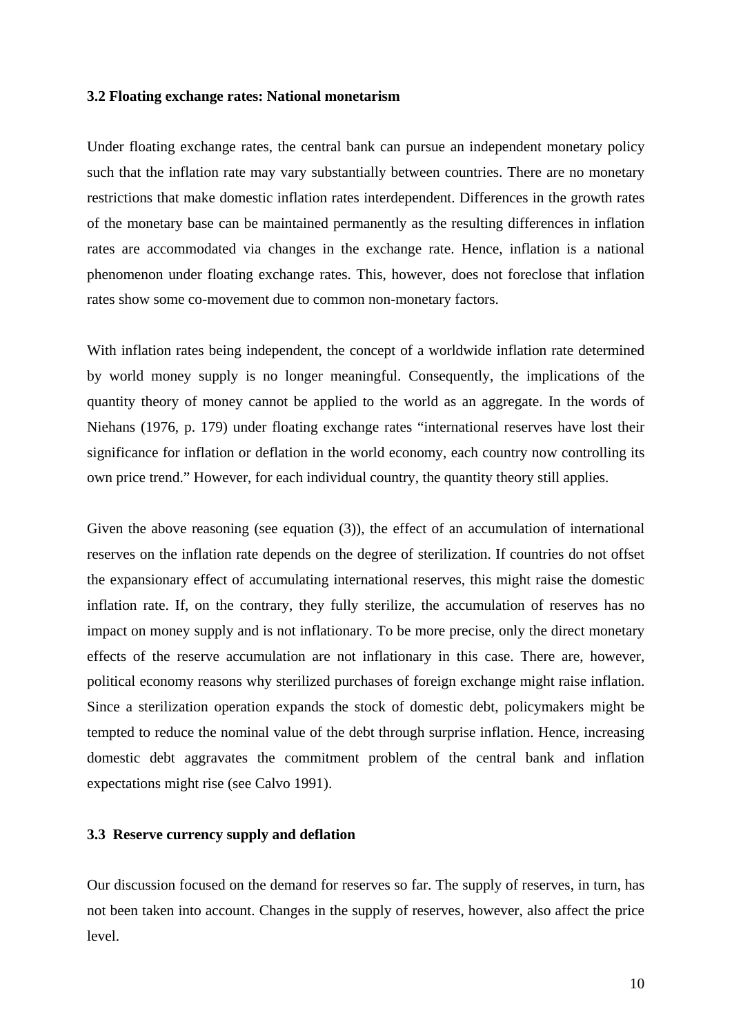### 3.2 Floating exchange rates: National monetarism

Under floating exchange rates, the central bank can pursue an independent monetary policy such that the inflation rate may vary substantially between countries. There are no monetary restrictions that make domestic inflation rates interdependent. Differences in the growth rates of the monetary base can be maintained permanently as the resulting differences in inflation rates are accommodated via changes in the exchange rate. Hence, inflation is a national phenomenon under floating exchange rates. This, however, does not foreclose that inflation rates show some co-movement due to common non-monetary factors.

With inflation rates being independent, the concept of a worldwide inflation rate determined by world money supply is no longer meaningful. Consequently, the implications of the quantity theory of money cannot be applied to the world as an aggregate. In the words of Niehans (1976, p. 179) under floating exchange rates "international reserves have lost their significance for inflation or deflation in the world economy, each country now controlling its own price trend." However, for each individual country, the quantity theory still applies.

Given the above reasoning (see equation (3)), the effect of an accumulation of international reserves on the inflation rate depends on the degree of sterilization. If countries do not offset the expansionary effect of accumulating international reserves, this might raise the domestic inflation rate. If, on the contrary, they fully sterilize, the accumulation of reserves has no impact on money supply and is not inflationary. To be more precise, only the direct monetary effects of the reserve accumulation are not inflationary in this case. There are, however, political economy reasons why sterilized purchases of foreign exchange might raise inflation. Since a sterilization operation expands the stock of domestic debt, policymakers might be tempted to reduce the nominal value of the debt through surprise inflation. Hence, increasing domestic debt aggravates the commitment problem of the central bank and inflation expectations might rise (see Calvo 1991).

### 3.3 Reserve currency supply and deflation

Our discussion focused on the demand for reserves so far. The supply of reserves, in turn, has not been taken into account. Changes in the supply of reserves, however, also affect the price level.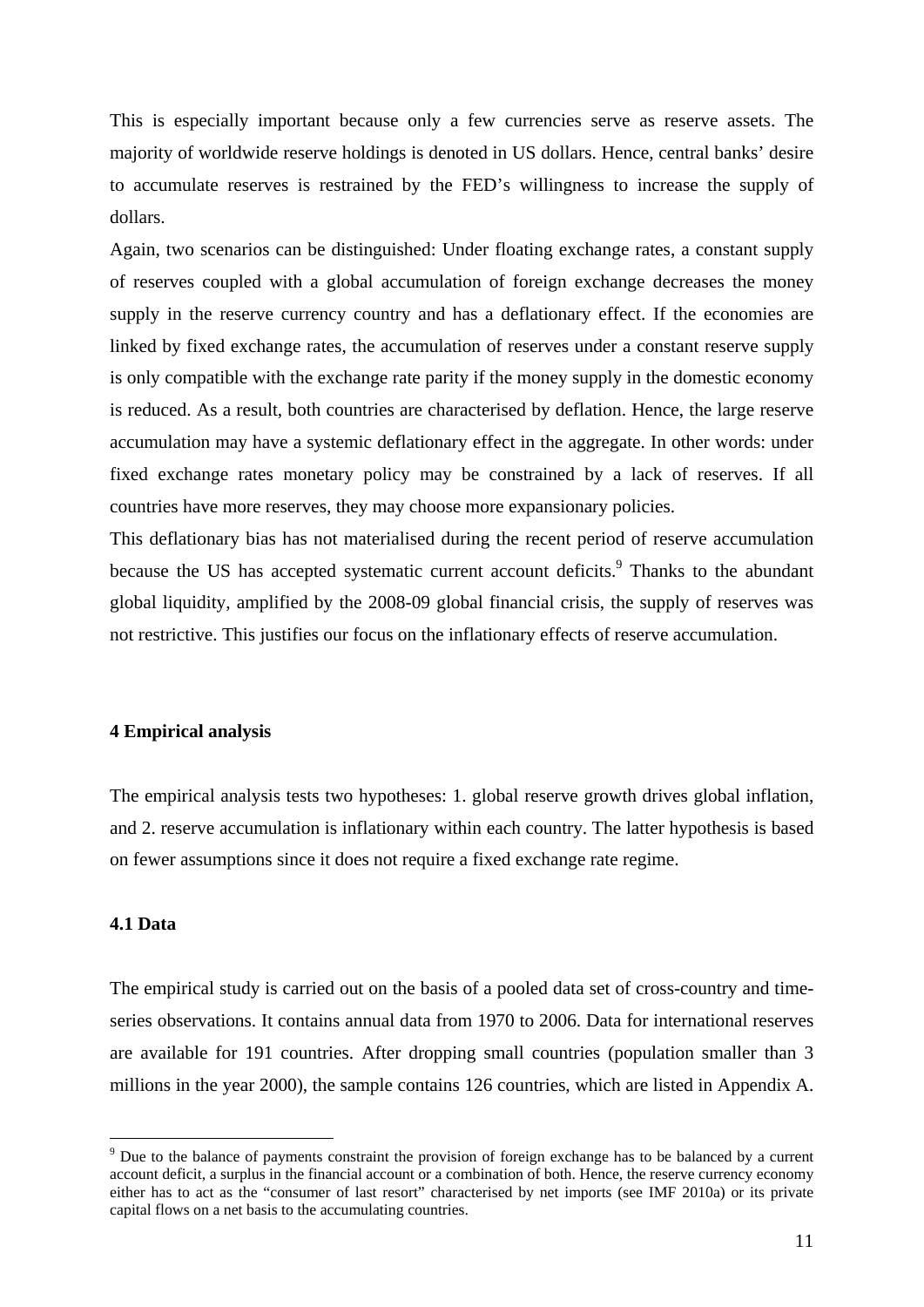This is especially important because only a few currencies serve as reserve assets. The majority of worldwide reserve holdings is denoted in US dollars. Hence, central banks' desire to accumulate reserves is restrained by the FED's willingness to increase the supply of dollars.

Again, two scenarios can be distinguished: Under floating exchange rates, a constant supply of reserves coupled with a global accumulation of foreign exchange decreases the money supply in the reserve currency country and has a deflationary effect. If the economies are linked by fixed exchange rates, the accumulation of reserves under a constant reserve supply is only compatible with the exchange rate parity if the money supply in the domestic economy is reduced. As a result, both countries are characterised by deflation. Hence, the large reserve accumulation may have a systemic deflationary effect in the aggregate. In other words: under fixed exchange rates monetary policy may be constrained by a lack of reserves. If all countries have more reserves, they may choose more expansionary policies.

This deflationary bias has not materialised during the recent period of reserve accumulation because the US has accepted systematic current account deficits.[9] Thanks to the abundant global liquidity, amplified by the 2008-09 global financial crisis, the supply of reserves was not restrictive. This justifies our focus on the inflationary effects of reserve accumulation.

## 4 Empirical analysis

The empirical analysis tests two hypotheses: 1. global reserve growth drives global inflation, and 2. reserve accumulation is inflationary within each country. The latter hypothesis is based on fewer assumptions since it does not require a fixed exchange rate regime.

### 4.1 Data

The empirical study is carried out on the basis of a pooled data set of cross-country and time-series observations. It contains annual data from 1970 to 2006. Data for international reserves are available for 191 countries. After dropping small countries (population smaller than 3 millions in the year 2000), the sample contains 126 countries, which are listed in Appendix A.

[9] Due to the balance of payments constraint the provision of foreign exchange has to be balanced by a current account deficit, a surplus in the financial account or a combination of both. Hence, the reserve currency economy either has to act as the "consumer of last resort" characterised by net imports (see IMF 2010a) or its private capital flows on a net basis to the accumulating countries.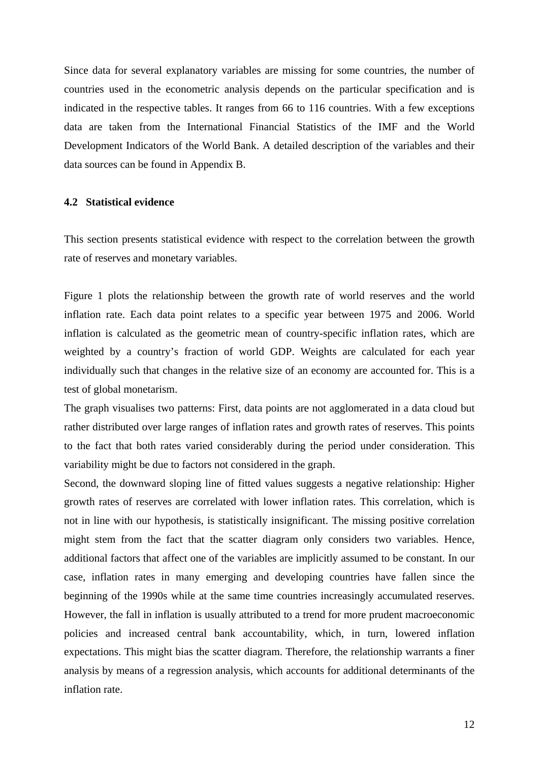Since data for several explanatory variables are missing for some countries, the number of countries used in the econometric analysis depends on the particular specification and is indicated in the respective tables. It ranges from 66 to 116 countries. With a few exceptions data are taken from the International Financial Statistics of the IMF and the World Development Indicators of the World Bank. A detailed description of the variables and their data sources can be found in Appendix B.

### 4.2 Statistical evidence

This section presents statistical evidence with respect to the correlation between the growth rate of reserves and monetary variables.

Figure 1 plots the relationship between the growth rate of world reserves and the world inflation rate. Each data point relates to a specific year between 1975 and 2006. World inflation is calculated as the geometric mean of country-specific inflation rates, which are weighted by a country's fraction of world GDP. Weights are calculated for each year individually such that changes in the relative size of an economy are accounted for. This is a test of global monetarism.

The graph visualises two patterns: First, data points are not agglomerated in a data cloud but rather distributed over large ranges of inflation rates and growth rates of reserves. This points to the fact that both rates varied considerably during the period under consideration. This variability might be due to factors not considered in the graph.

Second, the downward sloping line of fitted values suggests a negative relationship: Higher growth rates of reserves are correlated with lower inflation rates. This correlation, which is not in line with our hypothesis, is statistically insignificant. The missing positive correlation might stem from the fact that the scatter diagram only considers two variables. Hence, additional factors that affect one of the variables are implicitly assumed to be constant. In our case, inflation rates in many emerging and developing countries have fallen since the beginning of the 1990s while at the same time countries increasingly accumulated reserves. However, the fall in inflation is usually attributed to a trend for more prudent macroeconomic policies and increased central bank accountability, which, in turn, lowered inflation expectations. This might bias the scatter diagram. Therefore, the relationship warrants a finer analysis by means of a regression analysis, which accounts for additional determinants of the inflation rate.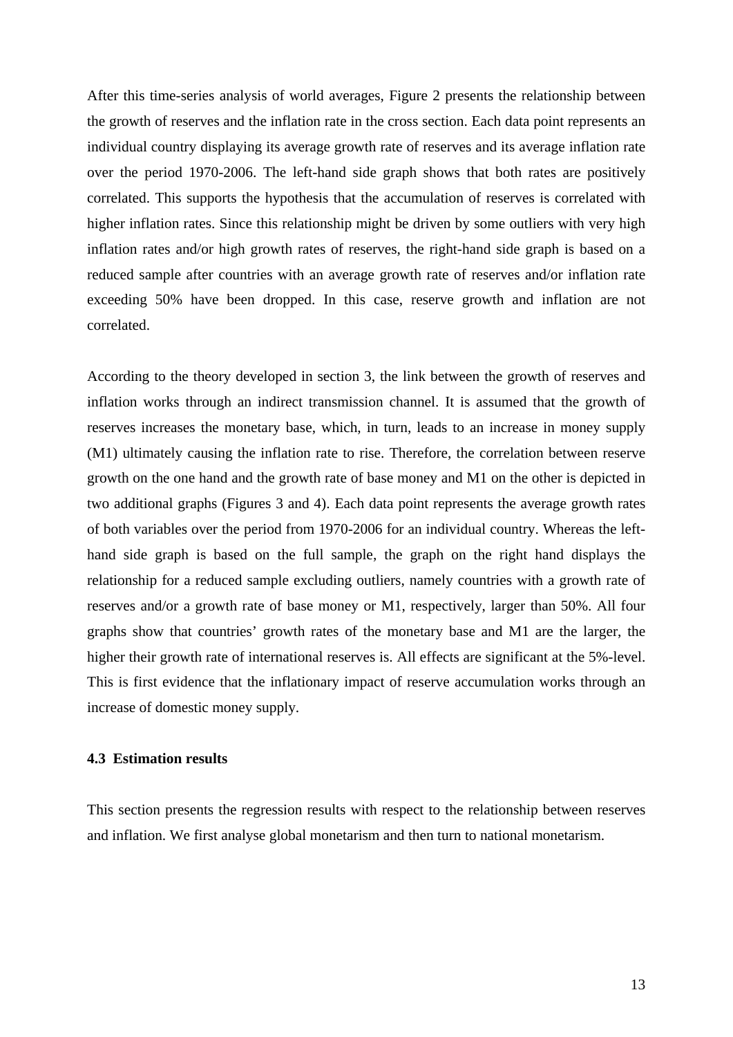After this time-series analysis of world averages, Figure 2 presents the relationship between the growth of reserves and the inflation rate in the cross section. Each data point represents an individual country displaying its average growth rate of reserves and its average inflation rate over the period 1970-2006. The left-hand side graph shows that both rates are positively correlated. This supports the hypothesis that the accumulation of reserves is correlated with higher inflation rates. Since this relationship might be driven by some outliers with very high inflation rates and/or high growth rates of reserves, the right-hand side graph is based on a reduced sample after countries with an average growth rate of reserves and/or inflation rate exceeding 50% have been dropped. In this case, reserve growth and inflation are not correlated.

According to the theory developed in section 3, the link between the growth of reserves and inflation works through an indirect transmission channel. It is assumed that the growth of reserves increases the monetary base, which, in turn, leads to an increase in money supply (M1) ultimately causing the inflation rate to rise. Therefore, the correlation between reserve growth on the one hand and the growth rate of base money and M1 on the other is depicted in two additional graphs (Figures 3 and 4). Each data point represents the average growth rates of both variables over the period from 1970-2006 for an individual country. Whereas the left-hand side graph is based on the full sample, the graph on the right hand displays the relationship for a reduced sample excluding outliers, namely countries with a growth rate of reserves and/or a growth rate of base money or M1, respectively, larger than 50%. All four graphs show that countries' growth rates of the monetary base and M1 are the larger, the higher their growth rate of international reserves is. All effects are significant at the 5%-level. This is first evidence that the inflationary impact of reserve accumulation works through an increase of domestic money supply.

### 4.3 Estimation results

This section presents the regression results with respect to the relationship between reserves and inflation. We first analyse global monetarism and then turn to national monetarism.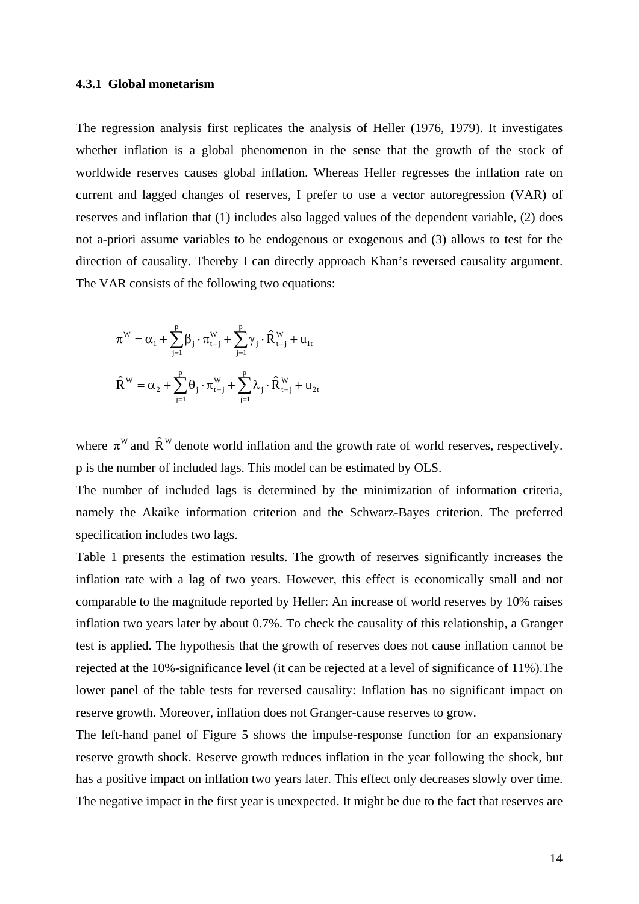### 4.3.1 Global monetarism

The regression analysis first replicates the analysis of Heller (1976, 1979). It investigates whether inflation is a global phenomenon in the sense that the growth of the stock of worldwide reserves causes global inflation. Whereas Heller regresses the inflation rate on current and lagged changes of reserves, I prefer to use a vector autoregression (VAR) of reserves and inflation that (1) includes also lagged values of the dependent variable, (2) does not a-priori assume variables to be endogenous or exogenous and (3) allows to test for the direction of causality. Thereby I can directly approach Khan's reversed causality argument. The VAR consists of the following two equations:

$$\pi^{W} = \alpha_1 + \sum_{j=1}^{p} \beta_j \cdot \pi_{t-j}^{W} + \sum_{j=1}^{p} \gamma_j \cdot \hat{R}_{t-j}^{W} + u_{1t}$$

$$\hat{R}^{W} = \alpha_2 + \sum_{j=1}^{p} \theta_j \cdot \pi_{t-j}^{W} + \sum_{j=1}^{p} \lambda_j \cdot \hat{R}_{t-j}^{W} + u_{2t}$$

where $\pi^{W}$ and $\hat{R}^{W}$ denote world inflation and the growth rate of world reserves, respectively. p is the number of included lags. This model can be estimated by OLS.

The number of included lags is determined by the minimization of information criteria, namely the Akaike information criterion and the Schwarz-Bayes criterion. The preferred specification includes two lags.

Table 1 presents the estimation results. The growth of reserves significantly increases the inflation rate with a lag of two years. However, this effect is economically small and not comparable to the magnitude reported by Heller: An increase of world reserves by 10% raises inflation two years later by about 0.7%. To check the causality of this relationship, a Granger test is applied. The hypothesis that the growth of reserves does not cause inflation cannot be rejected at the 10%-significance level (it can be rejected at a level of significance of 11%).The lower panel of the table tests for reversed causality: Inflation has no significant impact on reserve growth. Moreover, inflation does not Granger-cause reserves to grow.

The left-hand panel of Figure 5 shows the impulse-response function for an expansionary reserve growth shock. Reserve growth reduces inflation in the year following the shock, but has a positive impact on inflation two years later. This effect only decreases slowly over time. The negative impact in the first year is unexpected. It might be due to the fact that reserves are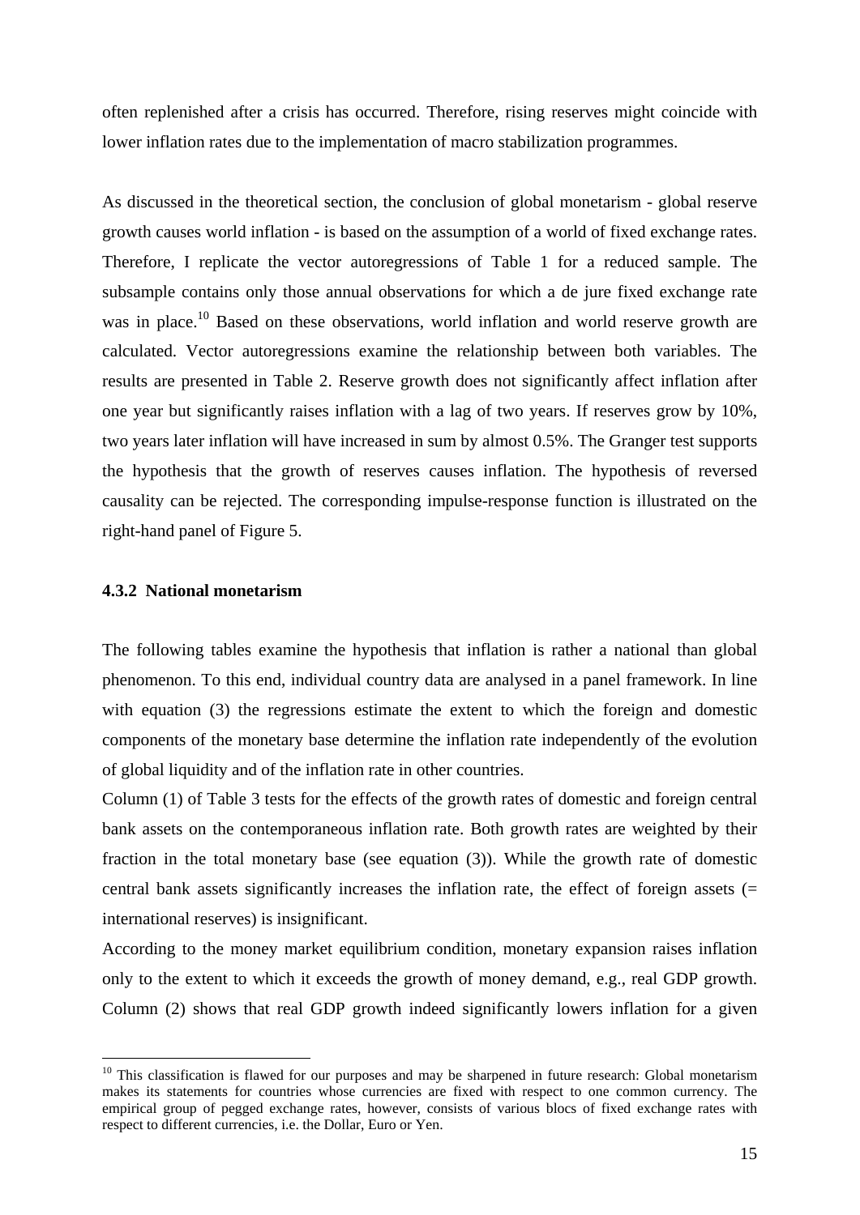often replenished after a crisis has occurred. Therefore, rising reserves might coincide with lower inflation rates due to the implementation of macro stabilization programmes.

As discussed in the theoretical section, the conclusion of global monetarism - global reserve growth causes world inflation - is based on the assumption of a world of fixed exchange rates. Therefore, I replicate the vector autoregressions of Table 1 for a reduced sample. The subsample contains only those annual observations for which a de jure fixed exchange rate was in place.[10] Based on these observations, world inflation and world reserve growth are calculated. Vector autoregressions examine the relationship between both variables. The results are presented in Table 2. Reserve growth does not significantly affect inflation after one year but significantly raises inflation with a lag of two years. If reserves grow by 10%, two years later inflation will have increased in sum by almost 0.5%. The Granger test supports the hypothesis that the growth of reserves causes inflation. The hypothesis of reversed causality can be rejected. The corresponding impulse-response function is illustrated on the right-hand panel of Figure 5.

### 4.3.2 National monetarism

The following tables examine the hypothesis that inflation is rather a national than global phenomenon. To this end, individual country data are analysed in a panel framework. In line with equation (3) the regressions estimate the extent to which the foreign and domestic components of the monetary base determine the inflation rate independently of the evolution of global liquidity and of the inflation rate in other countries.

Column (1) of Table 3 tests for the effects of the growth rates of domestic and foreign central bank assets on the contemporaneous inflation rate. Both growth rates are weighted by their fraction in the total monetary base (see equation (3)). While the growth rate of domestic central bank assets significantly increases the inflation rate, the effect of foreign assets (= international reserves) is insignificant.

According to the money market equilibrium condition, monetary expansion raises inflation only to the extent to which it exceeds the growth of money demand, e.g., real GDP growth. Column (2) shows that real GDP growth indeed significantly lowers inflation for a given

[10] This classification is flawed for our purposes and may be sharpened in future research: Global monetarism makes its statements for countries whose currencies are fixed with respect to one common currency. The empirical group of pegged exchange rates, however, consists of various blocs of fixed exchange rates with respect to different currencies, i.e. the Dollar, Euro or Yen.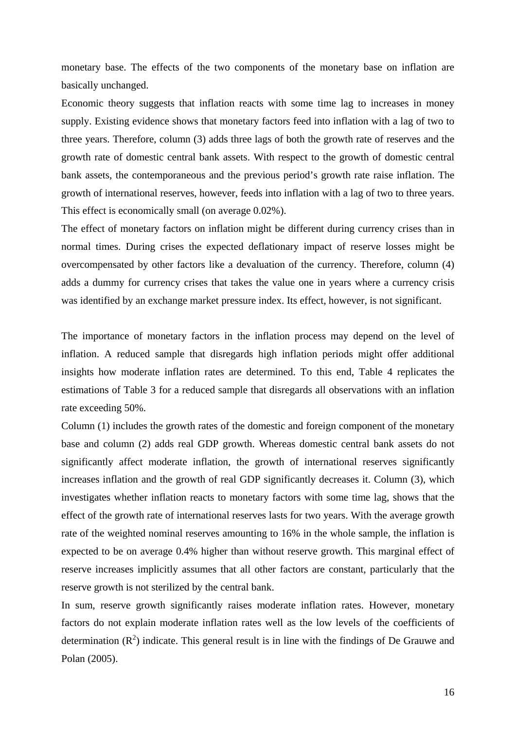monetary base. The effects of the two components of the monetary base on inflation are basically unchanged.

Economic theory suggests that inflation reacts with some time lag to increases in money supply. Existing evidence shows that monetary factors feed into inflation with a lag of two to three years. Therefore, column (3) adds three lags of both the growth rate of reserves and the growth rate of domestic central bank assets. With respect to the growth of domestic central bank assets, the contemporaneous and the previous period's growth rate raise inflation. The growth of international reserves, however, feeds into inflation with a lag of two to three years. This effect is economically small (on average 0.02%).

The effect of monetary factors on inflation might be different during currency crises than in normal times. During crises the expected deflationary impact of reserve losses might be overcompensated by other factors like a devaluation of the currency. Therefore, column (4) adds a dummy for currency crises that takes the value one in years where a currency crisis was identified by an exchange market pressure index. Its effect, however, is not significant.

The importance of monetary factors in the inflation process may depend on the level of inflation. A reduced sample that disregards high inflation periods might offer additional insights how moderate inflation rates are determined. To this end, Table 4 replicates the estimations of Table 3 for a reduced sample that disregards all observations with an inflation rate exceeding 50%.

Column (1) includes the growth rates of the domestic and foreign component of the monetary base and column (2) adds real GDP growth. Whereas domestic central bank assets do not significantly affect moderate inflation, the growth of international reserves significantly increases inflation and the growth of real GDP significantly decreases it. Column (3), which investigates whether inflation reacts to monetary factors with some time lag, shows that the effect of the growth rate of international reserves lasts for two years. With the average growth rate of the weighted nominal reserves amounting to 16% in the whole sample, the inflation is expected to be on average 0.4% higher than without reserve growth. This marginal effect of reserve increases implicitly assumes that all other factors are constant, particularly that the reserve growth is not sterilized by the central bank.

In sum, reserve growth significantly raises moderate inflation rates. However, monetary factors do not explain moderate inflation rates well as the low levels of the coefficients of determination ($R^2$) indicate. This general result is in line with the findings of De Grauwe and Polan (2005).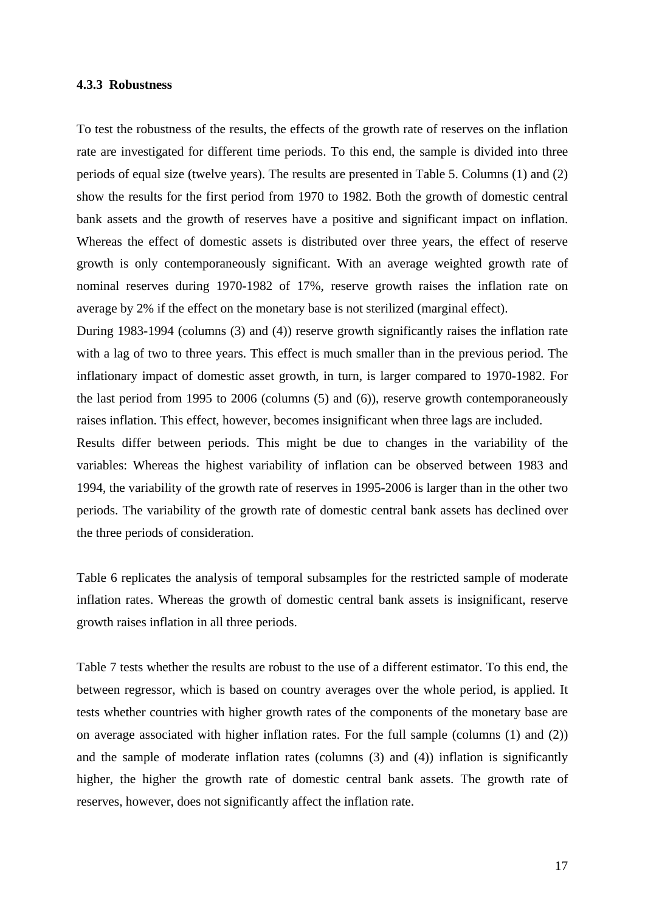### 4.3.3 Robustness

To test the robustness of the results, the effects of the growth rate of reserves on the inflation rate are investigated for different time periods. To this end, the sample is divided into three periods of equal size (twelve years). The results are presented in Table 5. Columns (1) and (2) show the results for the first period from 1970 to 1982. Both the growth of domestic central bank assets and the growth of reserves have a positive and significant impact on inflation. Whereas the effect of domestic assets is distributed over three years, the effect of reserve growth is only contemporaneously significant. With an average weighted growth rate of nominal reserves during 1970-1982 of 17%, reserve growth raises the inflation rate on average by 2% if the effect on the monetary base is not sterilized (marginal effect).

During 1983-1994 (columns (3) and (4)) reserve growth significantly raises the inflation rate with a lag of two to three years. This effect is much smaller than in the previous period. The inflationary impact of domestic asset growth, in turn, is larger compared to 1970-1982. For the last period from 1995 to 2006 (columns (5) and (6)), reserve growth contemporaneously raises inflation. This effect, however, becomes insignificant when three lags are included.

Results differ between periods. This might be due to changes in the variability of the variables: Whereas the highest variability of inflation can be observed between 1983 and 1994, the variability of the growth rate of reserves in 1995-2006 is larger than in the other two periods. The variability of the growth rate of domestic central bank assets has declined over the three periods of consideration.

Table 6 replicates the analysis of temporal subsamples for the restricted sample of moderate inflation rates. Whereas the growth of domestic central bank assets is insignificant, reserve growth raises inflation in all three periods.

Table 7 tests whether the results are robust to the use of a different estimator. To this end, the between regressor, which is based on country averages over the whole period, is applied. It tests whether countries with higher growth rates of the components of the monetary base are on average associated with higher inflation rates. For the full sample (columns (1) and (2)) and the sample of moderate inflation rates (columns (3) and (4)) inflation is significantly higher, the higher the growth rate of domestic central bank assets. The growth rate of reserves, however, does not significantly affect the inflation rate.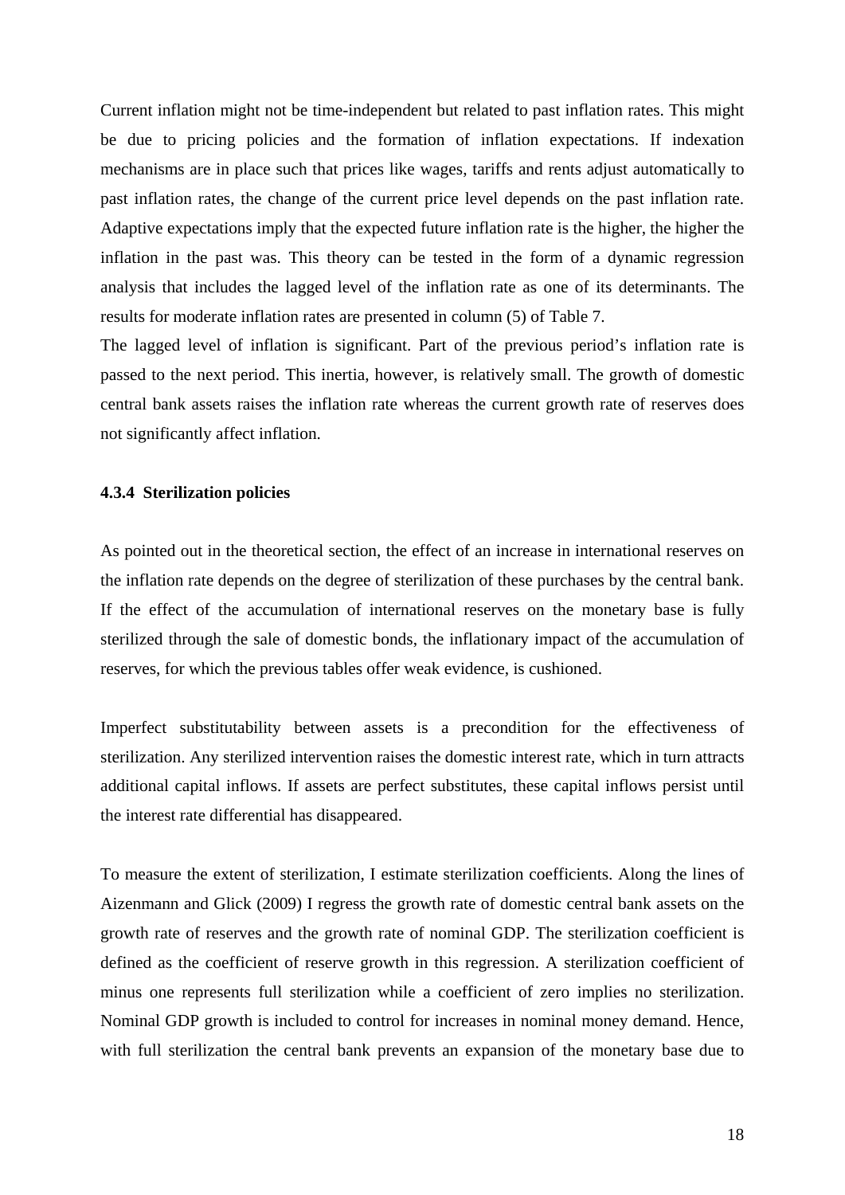Current inflation might not be time-independent but related to past inflation rates. This might be due to pricing policies and the formation of inflation expectations. If indexation mechanisms are in place such that prices like wages, tariffs and rents adjust automatically to past inflation rates, the change of the current price level depends on the past inflation rate. Adaptive expectations imply that the expected future inflation rate is the higher, the higher the inflation in the past was. This theory can be tested in the form of a dynamic regression analysis that includes the lagged level of the inflation rate as one of its determinants. The results for moderate inflation rates are presented in column (5) of Table 7.

The lagged level of inflation is significant. Part of the previous period's inflation rate is passed to the next period. This inertia, however, is relatively small. The growth of domestic central bank assets raises the inflation rate whereas the current growth rate of reserves does not significantly affect inflation.

### 4.3.4 Sterilization policies

As pointed out in the theoretical section, the effect of an increase in international reserves on the inflation rate depends on the degree of sterilization of these purchases by the central bank. If the effect of the accumulation of international reserves on the monetary base is fully sterilized through the sale of domestic bonds, the inflationary impact of the accumulation of reserves, for which the previous tables offer weak evidence, is cushioned.

Imperfect substitutability between assets is a precondition for the effectiveness of sterilization. Any sterilized intervention raises the domestic interest rate, which in turn attracts additional capital inflows. If assets are perfect substitutes, these capital inflows persist until the interest rate differential has disappeared.

To measure the extent of sterilization, I estimate sterilization coefficients. Along the lines of Aizenmann and Glick (2009) I regress the growth rate of domestic central bank assets on the growth rate of reserves and the growth rate of nominal GDP. The sterilization coefficient is defined as the coefficient of reserve growth in this regression. A sterilization coefficient of minus one represents full sterilization while a coefficient of zero implies no sterilization. Nominal GDP growth is included to control for increases in nominal money demand. Hence, with full sterilization the central bank prevents an expansion of the monetary base due to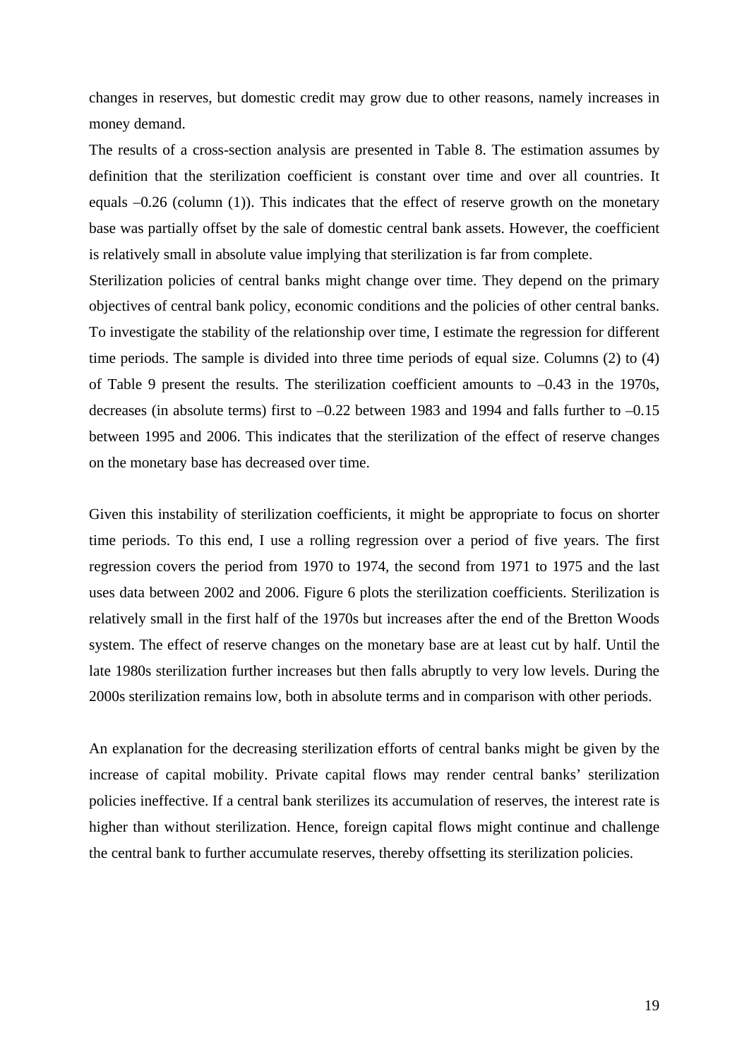changes in reserves, but domestic credit may grow due to other reasons, namely increases in money demand.

The results of a cross-section analysis are presented in Table 8. The estimation assumes by definition that the sterilization coefficient is constant over time and over all countries. It equals –0.26 (column (1)). This indicates that the effect of reserve growth on the monetary base was partially offset by the sale of domestic central bank assets. However, the coefficient is relatively small in absolute value implying that sterilization is far from complete.

Sterilization policies of central banks might change over time. They depend on the primary objectives of central bank policy, economic conditions and the policies of other central banks. To investigate the stability of the relationship over time, I estimate the regression for different time periods. The sample is divided into three time periods of equal size. Columns (2) to (4) of Table 9 present the results. The sterilization coefficient amounts to –0.43 in the 1970s, decreases (in absolute terms) first to –0.22 between 1983 and 1994 and falls further to –0.15 between 1995 and 2006. This indicates that the sterilization of the effect of reserve changes on the monetary base has decreased over time.

Given this instability of sterilization coefficients, it might be appropriate to focus on shorter time periods. To this end, I use a rolling regression over a period of five years. The first regression covers the period from 1970 to 1974, the second from 1971 to 1975 and the last uses data between 2002 and 2006. Figure 6 plots the sterilization coefficients. Sterilization is relatively small in the first half of the 1970s but increases after the end of the Bretton Woods system. The effect of reserve changes on the monetary base are at least cut by half. Until the late 1980s sterilization further increases but then falls abruptly to very low levels. During the 2000s sterilization remains low, both in absolute terms and in comparison with other periods.

An explanation for the decreasing sterilization efforts of central banks might be given by the increase of capital mobility. Private capital flows may render central banks' sterilization policies ineffective. If a central bank sterilizes its accumulation of reserves, the interest rate is higher than without sterilization. Hence, foreign capital flows might continue and challenge the central bank to further accumulate reserves, thereby offsetting its sterilization policies.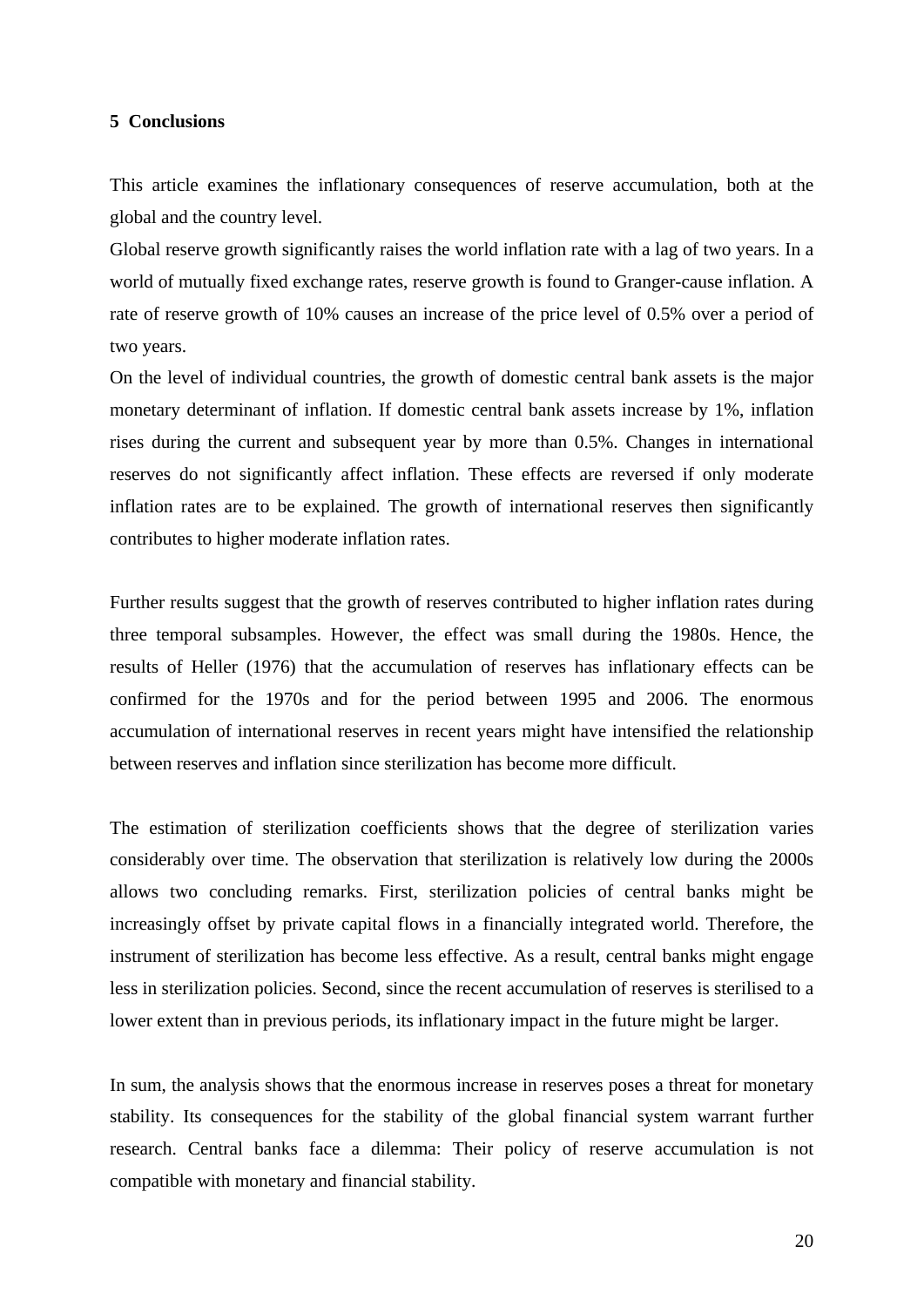## 5 Conclusions

This article examines the inflationary consequences of reserve accumulation, both at the global and the country level.

Global reserve growth significantly raises the world inflation rate with a lag of two years. In a world of mutually fixed exchange rates, reserve growth is found to Granger-cause inflation. A rate of reserve growth of 10% causes an increase of the price level of 0.5% over a period of two years.

On the level of individual countries, the growth of domestic central bank assets is the major monetary determinant of inflation. If domestic central bank assets increase by 1%, inflation rises during the current and subsequent year by more than 0.5%. Changes in international reserves do not significantly affect inflation. These effects are reversed if only moderate inflation rates are to be explained. The growth of international reserves then significantly contributes to higher moderate inflation rates.

Further results suggest that the growth of reserves contributed to higher inflation rates during three temporal subsamples. However, the effect was small during the 1980s. Hence, the results of Heller (1976) that the accumulation of reserves has inflationary effects can be confirmed for the 1970s and for the period between 1995 and 2006. The enormous accumulation of international reserves in recent years might have intensified the relationship between reserves and inflation since sterilization has become more difficult.

The estimation of sterilization coefficients shows that the degree of sterilization varies considerably over time. The observation that sterilization is relatively low during the 2000s allows two concluding remarks. First, sterilization policies of central banks might be increasingly offset by private capital flows in a financially integrated world. Therefore, the instrument of sterilization has become less effective. As a result, central banks might engage less in sterilization policies. Second, since the recent accumulation of reserves is sterilised to a lower extent than in previous periods, its inflationary impact in the future might be larger.

In sum, the analysis shows that the enormous increase in reserves poses a threat for monetary stability. Its consequences for the stability of the global financial system warrant further research. Central banks face a dilemma: Their policy of reserve accumulation is not compatible with monetary and financial stability.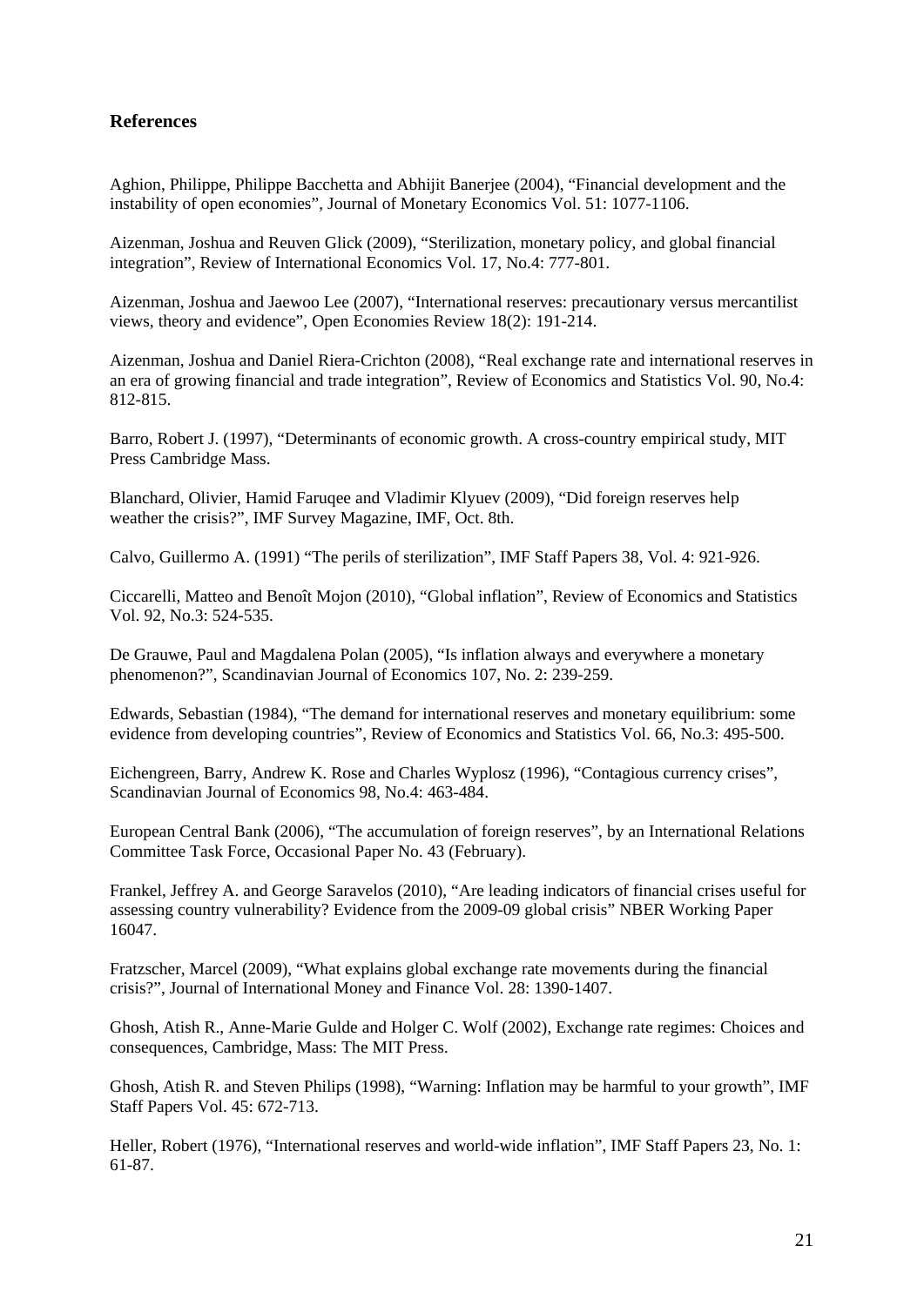## References

Aghion, Philippe, Philippe Bacchetta and Abhijit Banerjee (2004), "Financial development and the instability of open economies", Journal of Monetary Economics Vol. 51: 1077-1106.

Aizenman, Joshua and Reuven Glick (2009), "Sterilization, monetary policy, and global financial integration", Review of International Economics Vol. 17, No.4: 777-801.

Aizenman, Joshua and Jaewoo Lee (2007), "International reserves: precautionary versus mercantilist views, theory and evidence", Open Economies Review 18(2): 191-214.

Aizenman, Joshua and Daniel Riera-Crichton (2008), "Real exchange rate and international reserves in an era of growing financial and trade integration", Review of Economics and Statistics Vol. 90, No.4: 812-815.

Barro, Robert J. (1997), "Determinants of economic growth. A cross-country empirical study, MIT Press Cambridge Mass.

Blanchard, Olivier, Hamid Faruqee and Vladimir Klyuev (2009), "Did foreign reserves help weather the crisis?", IMF Survey Magazine, IMF, Oct. 8th.

Calvo, Guillermo A. (1991) "The perils of sterilization", IMF Staff Papers 38, Vol. 4: 921-926.

Ciccarelli, Matteo and Benoît Mojon (2010), "Global inflation", Review of Economics and Statistics Vol. 92, No.3: 524-535.

De Grauwe, Paul and Magdalena Polan (2005), "Is inflation always and everywhere a monetary phenomenon?", Scandinavian Journal of Economics 107, No. 2: 239-259.

Edwards, Sebastian (1984), "The demand for international reserves and monetary equilibrium: some evidence from developing countries", Review of Economics and Statistics Vol. 66, No.3: 495-500.

Eichengreen, Barry, Andrew K. Rose and Charles Wyplosz (1996), "Contagious currency crises", Scandinavian Journal of Economics 98, No.4: 463-484.

European Central Bank (2006), "The accumulation of foreign reserves", by an International Relations Committee Task Force, Occasional Paper No. 43 (February).

Frankel, Jeffrey A. and George Saravelos (2010), "Are leading indicators of financial crises useful for assessing country vulnerability? Evidence from the 2009-09 global crisis" NBER Working Paper 16047.

Fratzscher, Marcel (2009), "What explains global exchange rate movements during the financial crisis?", Journal of International Money and Finance Vol. 28: 1390-1407.

Ghosh, Atish R., Anne-Marie Gulde and Holger C. Wolf (2002), Exchange rate regimes: Choices and consequences, Cambridge, Mass: The MIT Press.

Ghosh, Atish R. and Steven Philips (1998), "Warning: Inflation may be harmful to your growth", IMF Staff Papers Vol. 45: 672-713.

Heller, Robert (1976), "International reserves and world-wide inflation", IMF Staff Papers 23, No. 1: 61-87.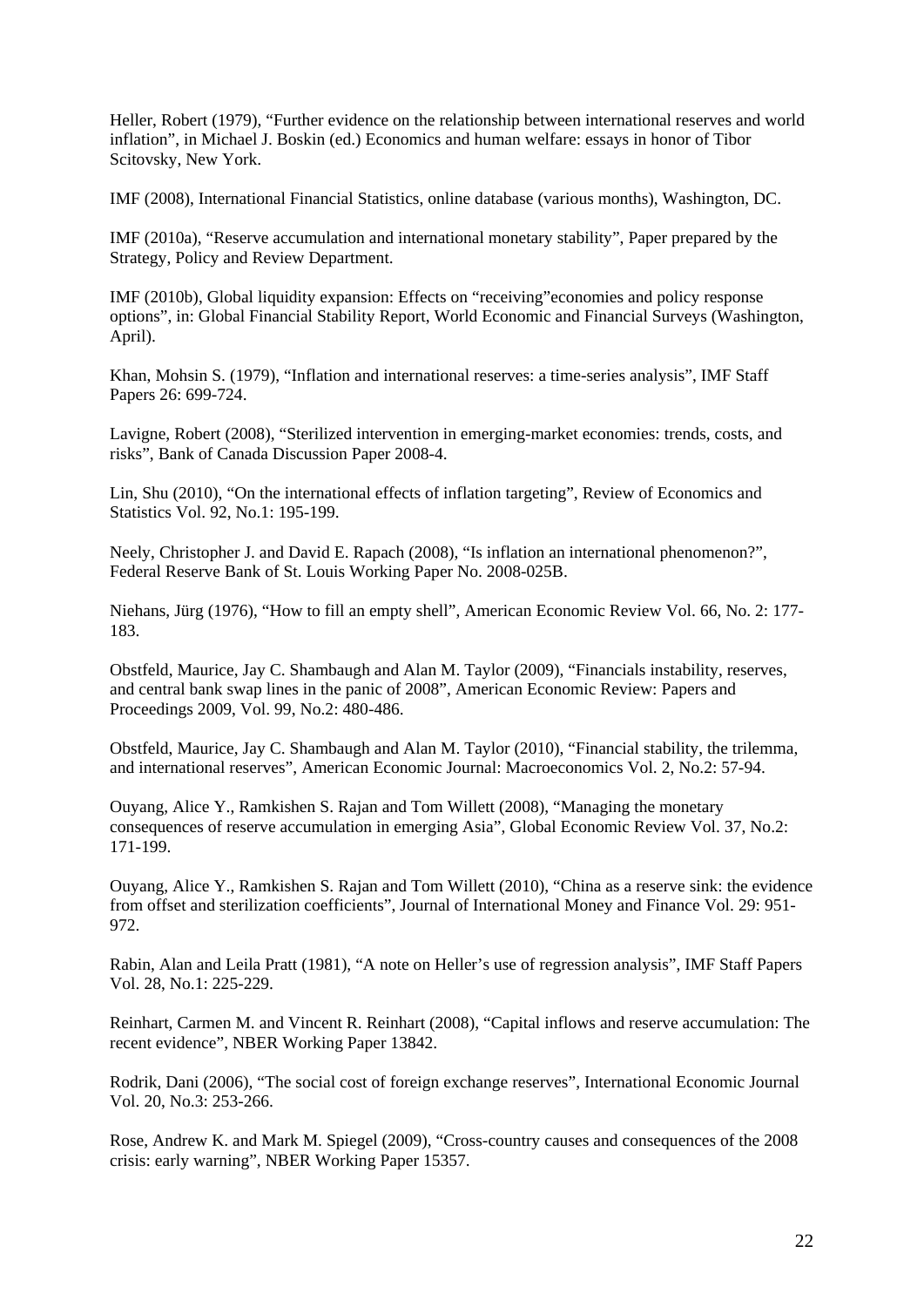Heller, Robert (1979), "Further evidence on the relationship between international reserves and world inflation", in Michael J. Boskin (ed.) Economics and human welfare: essays in honor of Tibor Scitovsky, New York.

IMF (2008), International Financial Statistics, online database (various months), Washington, DC.

IMF (2010a), "Reserve accumulation and international monetary stability", Paper prepared by the Strategy, Policy and Review Department.

IMF (2010b), Global liquidity expansion: Effects on "receiving"economies and policy response options", in: Global Financial Stability Report, World Economic and Financial Surveys (Washington, April).

Khan, Mohsin S. (1979), "Inflation and international reserves: a time-series analysis", IMF Staff Papers 26: 699-724.

Lavigne, Robert (2008), "Sterilized intervention in emerging-market economies: trends, costs, and risks", Bank of Canada Discussion Paper 2008-4.

Lin, Shu (2010), "On the international effects of inflation targeting", Review of Economics and Statistics Vol. 92, No.1: 195-199.

Neely, Christopher J. and David E. Rapach (2008), "Is inflation an international phenomenon?", Federal Reserve Bank of St. Louis Working Paper No. 2008-025B.

Niehans, Jürg (1976), "How to fill an empty shell", American Economic Review Vol. 66, No. 2: 177-183.

Obstfeld, Maurice, Jay C. Shambaugh and Alan M. Taylor (2009), "Financials instability, reserves, and central bank swap lines in the panic of 2008", American Economic Review: Papers and Proceedings 2009, Vol. 99, No.2: 480-486.

Obstfeld, Maurice, Jay C. Shambaugh and Alan M. Taylor (2010), "Financial stability, the trilemma, and international reserves", American Economic Journal: Macroeconomics Vol. 2, No.2: 57-94.

Ouyang, Alice Y., Ramkishen S. Rajan and Tom Willett (2008), "Managing the monetary consequences of reserve accumulation in emerging Asia", Global Economic Review Vol. 37, No.2: 171-199.

Ouyang, Alice Y., Ramkishen S. Rajan and Tom Willett (2010), "China as a reserve sink: the evidence from offset and sterilization coefficients", Journal of International Money and Finance Vol. 29: 951-972.

Rabin, Alan and Leila Pratt (1981), "A note on Heller's use of regression analysis", IMF Staff Papers Vol. 28, No.1: 225-229.

Reinhart, Carmen M. and Vincent R. Reinhart (2008), "Capital inflows and reserve accumulation: The recent evidence", NBER Working Paper 13842.

Rodrik, Dani (2006), "The social cost of foreign exchange reserves", International Economic Journal Vol. 20, No.3: 253-266.

Rose, Andrew K. and Mark M. Spiegel (2009), "Cross-country causes and consequences of the 2008 crisis: early warning", NBER Working Paper 15357.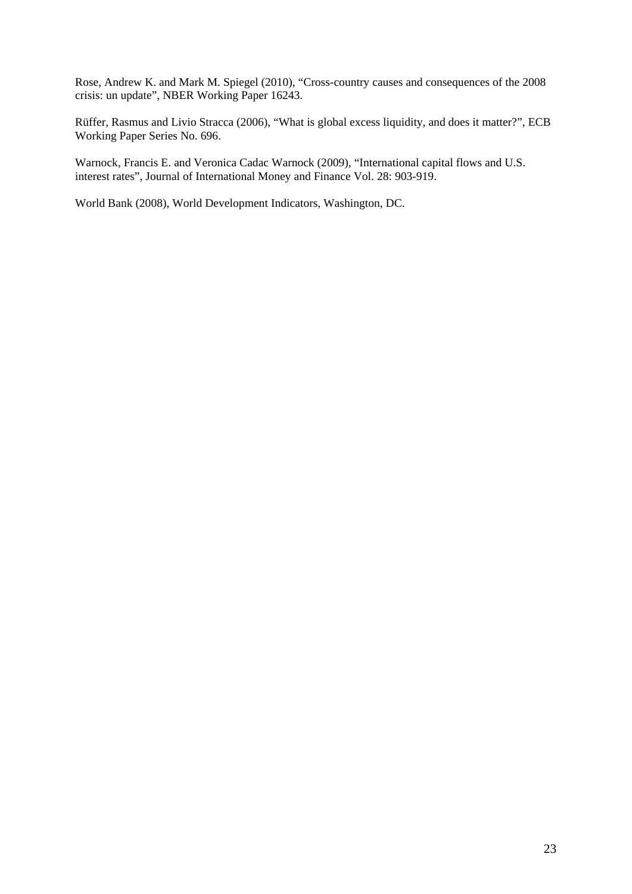Rose, Andrew K. and Mark M. Spiegel (2010), "Cross-country causes and consequences of the 2008 crisis: un update", NBER Working Paper 16243.

Rüffer, Rasmus and Livio Stracca (2006), "What is global excess liquidity, and does it matter?", ECB Working Paper Series No. 696.

Warnock, Francis E. and Veronica Cadac Warnock (2009), "International capital flows and U.S. interest rates", Journal of International Money and Finance Vol. 28: 903-919.

World Bank (2008), World Development Indicators, Washington, DC.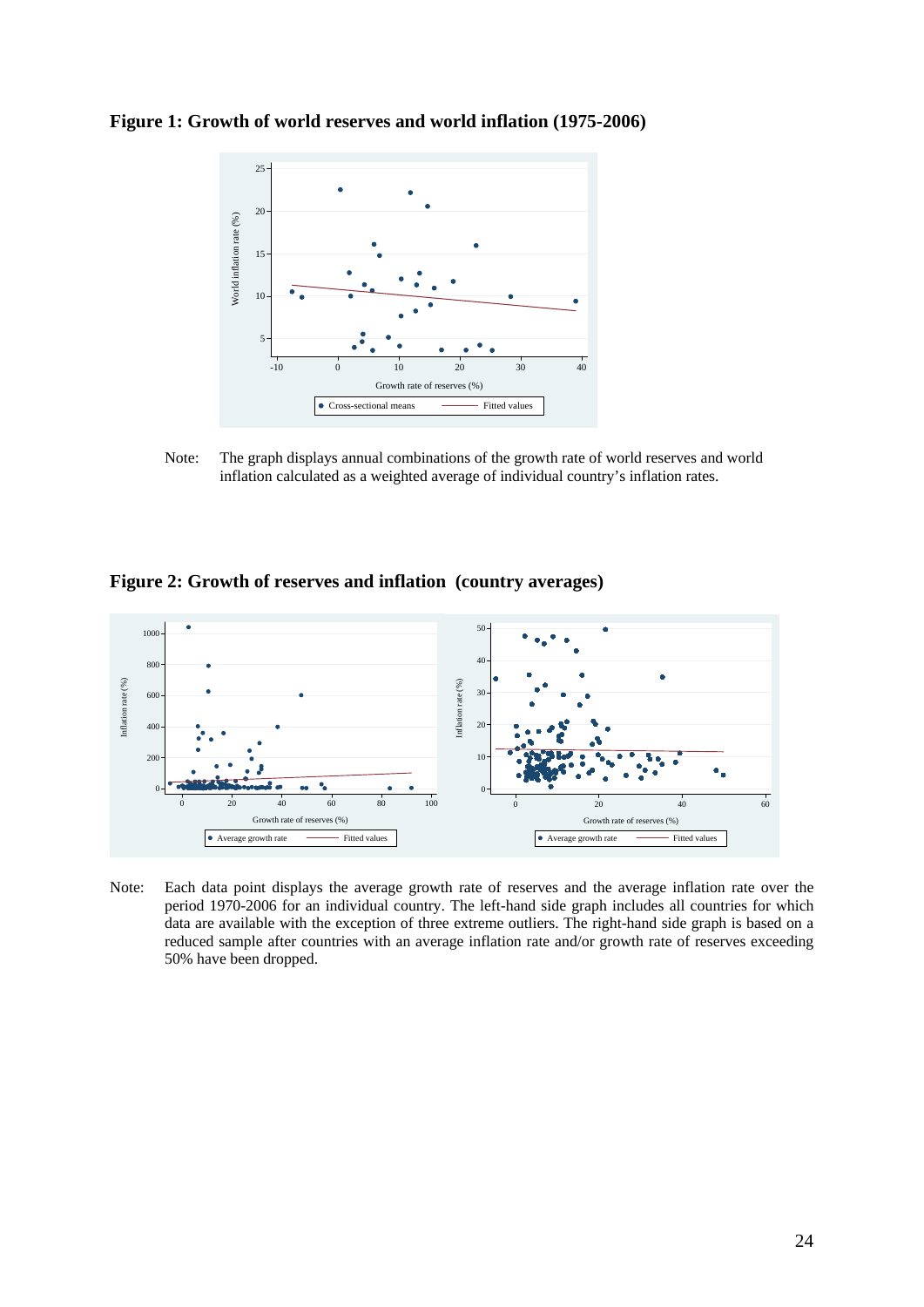**Figure 1: Growth of world reserves and world inflation (1975-2006)**

Note: The graph displays annual combinations of the growth rate of world reserves and world inflation calculated as a weighted average of individual country's inflation rates.

**Figure 2: Growth of reserves and inflation (country averages)**

Note: Each data point displays the average growth rate of reserves and the average inflation rate over the period 1970-2006 for an individual country. The left-hand side graph includes all countries for which data are available with the exception of three extreme outliers. The right-hand side graph is based on a reduced sample after countries with an average inflation rate and/or growth rate of reserves exceeding 50% have been dropped.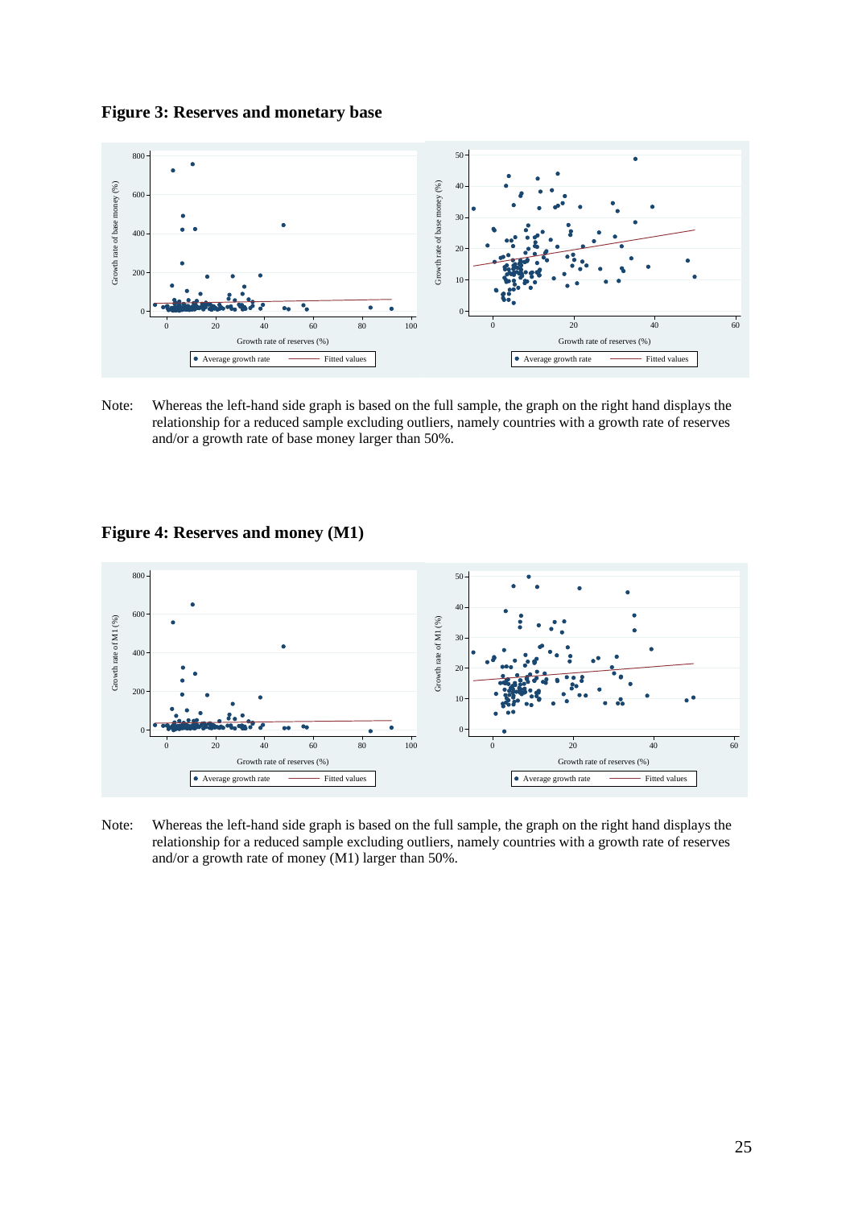**Figure 3: Reserves and monetary base**

Note: Whereas the left-hand side graph is based on the full sample, the graph on the right hand displays the relationship for a reduced sample excluding outliers, namely countries with a growth rate of reserves and/or a growth rate of base money larger than 50%.

**Figure 4: Reserves and money (M1)**

Note: Whereas the left-hand side graph is based on the full sample, the graph on the right hand displays the relationship for a reduced sample excluding outliers, namely countries with a growth rate of reserves and/or a growth rate of money (M1) larger than 50%.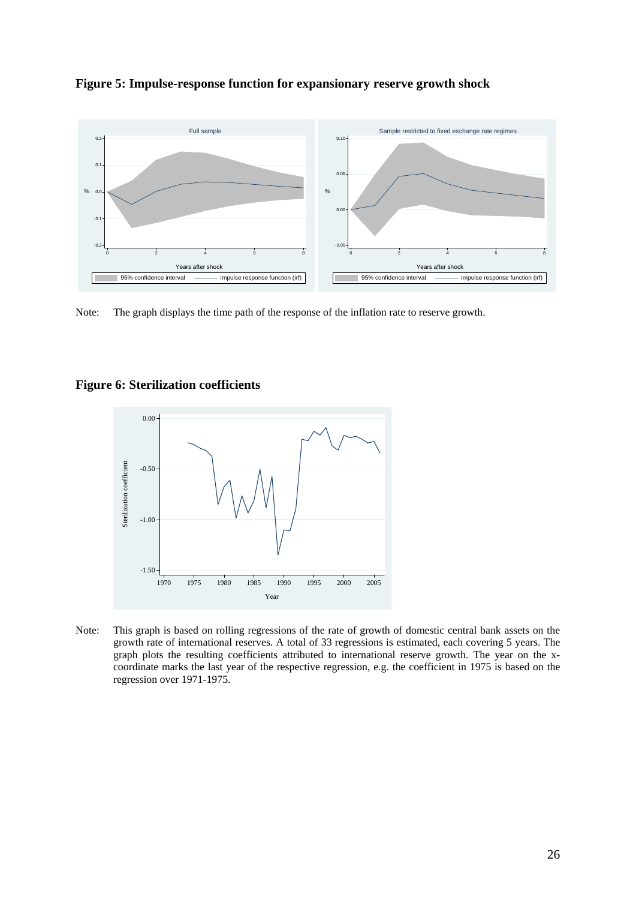**Figure 5: Impulse-response function for expansionary reserve growth shock**

Note: The graph displays the time path of the response of the inflation rate to reserve growth.

**Figure 6: Sterilization coefficients**

Note: This graph is based on rolling regressions of the rate of growth of domestic central bank assets on the growth rate of international reserves. A total of 33 regressions is estimated, each covering 5 years. The graph plots the resulting coefficients attributed to international reserve growth. The year on the x-coordinate marks the last year of the respective regression, e.g. the coefficient in 1975 is based on the regression over 1971-1975.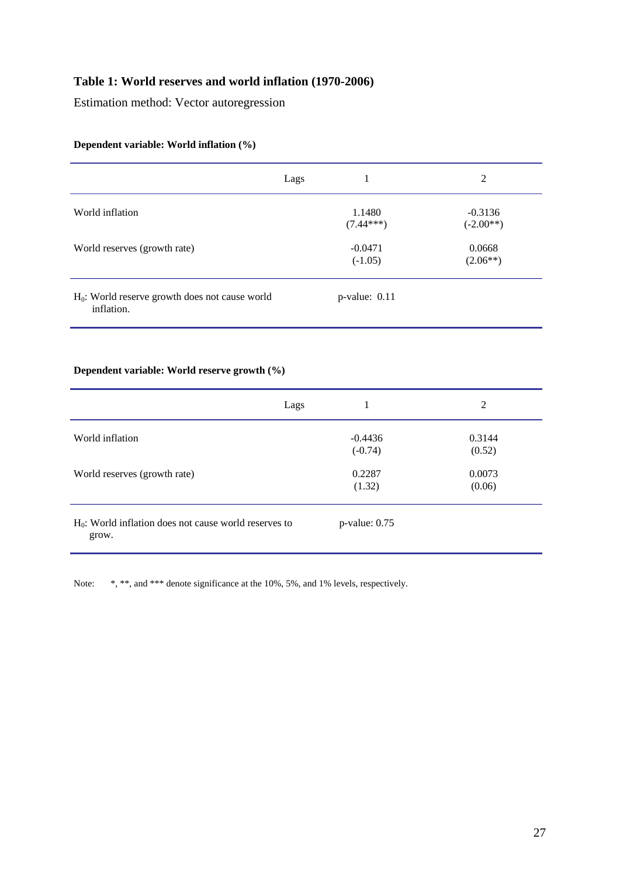## Table 1: World reserves and world inflation (1970-2006)

Estimation method: Vector autoregression

**Dependent variable: World inflation (%)**

| Lags | 1 | 2 |
|---|---|---|
| World inflation | 1.1480 (7.44***) | -0.3136 (-2.00**) |
| World reserves (growth rate) | -0.0471 (-1.05) | 0.0668 (2.06**) |
| $H_0$: World reserve growth does not cause world inflation. | p-value: 0.11 | |

**Dependent variable: World reserve growth (%)**

| Lags | 1 | 2 |
|---|---|---|
| World inflation | -0.4436 (-0.74) | 0.3144 (0.52) |
| World reserves (growth rate) | 0.2287 (1.32) | 0.0073 (0.06) |
| $H_0$: World inflation does not cause world reserves to grow. | p-value: 0.75 | |

Note: *, **, and *** denote significance at the 10%, 5%, and 1% levels, respectively.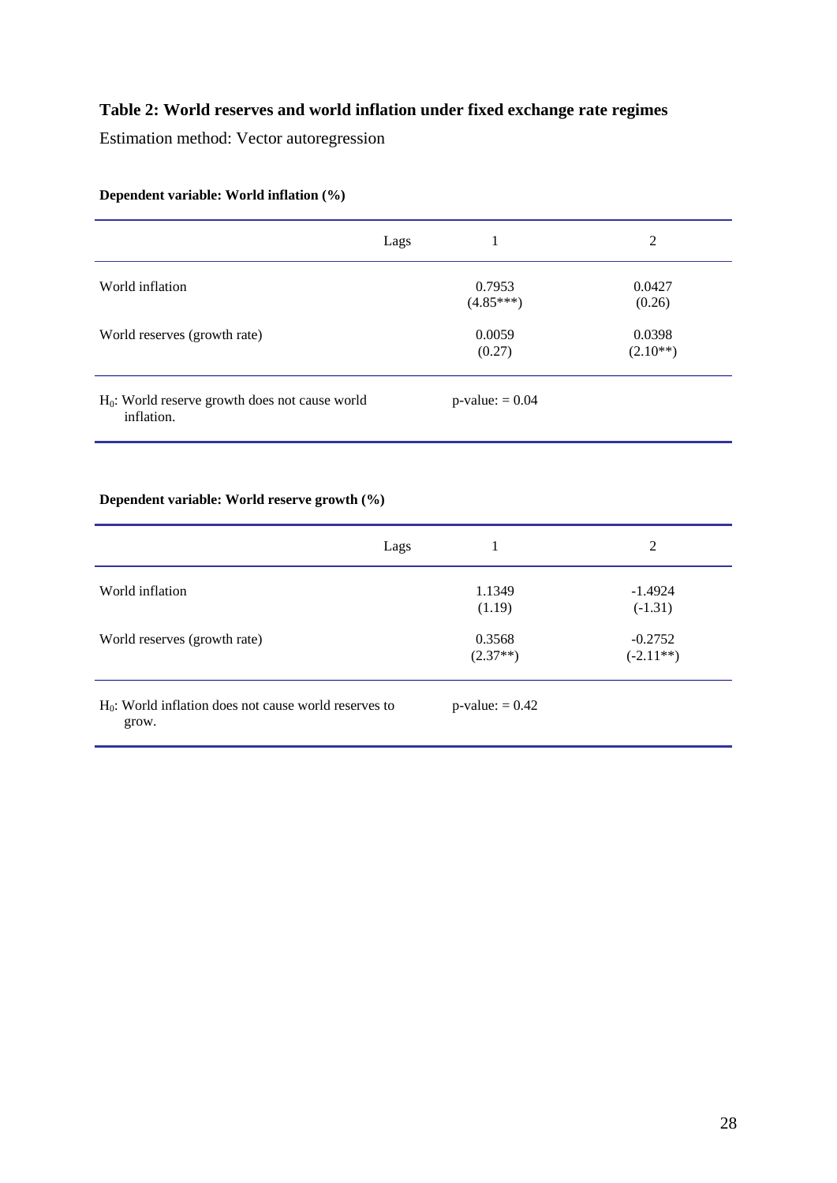**Table 2: World reserves and world inflation under fixed exchange rate regimes**

Estimation method: Vector autoregression

**Dependent variable: World inflation (%)**

| Lags | 1 | 2 |
|---|---|---|
| World inflation | 0.7953<br>(4.85***) | 0.0427<br>(0.26) |
| World reserves (growth rate) | 0.0059<br>(0.27) | 0.0398<br>(2.10**) |
| $H_0$: World reserve growth does not cause world inflation. | p-value: = 0.04 | |

**Dependent variable: World reserve growth (%)**

| Lags | 1 | 2 |
|---|---|---|
| World inflation | 1.1349<br>(1.19) | -1.4924<br>(-1.31) |
| World reserves (growth rate) | 0.3568<br>(2.37**) | -0.2752<br>(-2.11**) |
| $H_0$: World inflation does not cause world reserves to grow. | p-value: = 0.42 | |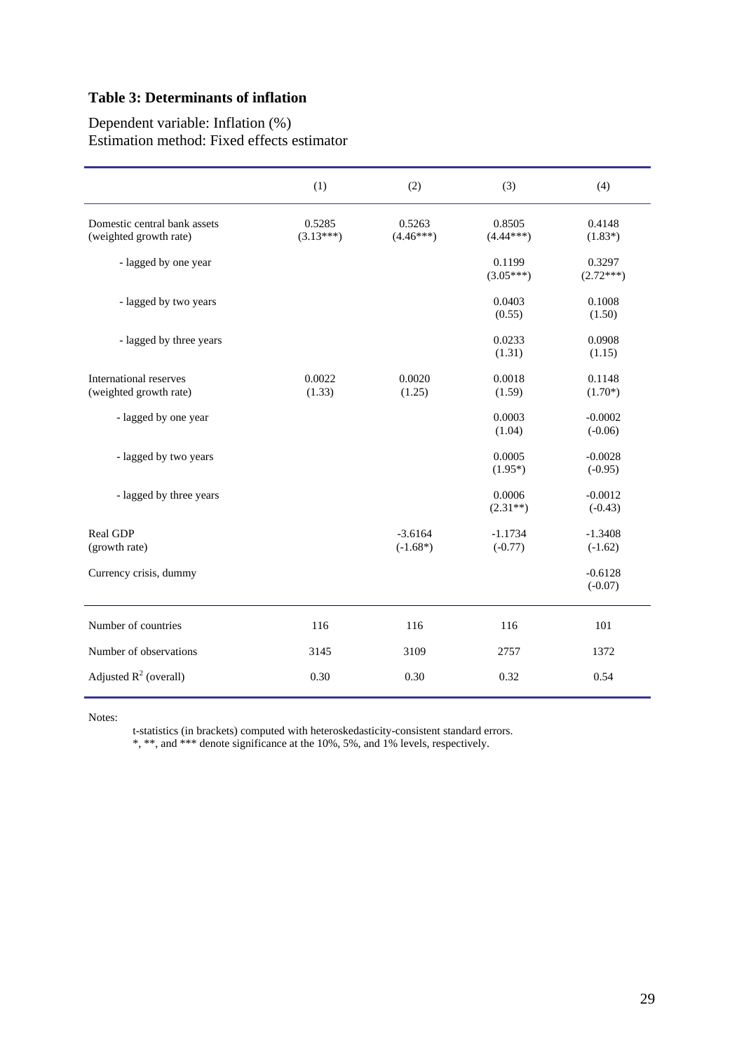**Table 3: Determinants of inflation**

Dependent variable: Inflation (%)
Estimation method: Fixed effects estimator

| | (1) | (2) | (3) | (4) |
|---|---|---|---|---|
| Domestic central bank assets (weighted growth rate) | 0.5285 (3.13***) | 0.5263 (4.46***) | 0.8505 (4.44***) | 0.4148 (1.83*) |
| - lagged by one year | | | 0.1199 (3.05***) | 0.3297 (2.72***) |
| - lagged by two years | | | 0.0403 (0.55) | 0.1008 (1.50) |
| - lagged by three years | | | 0.0233 (1.31) | 0.0908 (1.15) |
| International reserves (weighted growth rate) | 0.0022 (1.33) | 0.0020 (1.25) | 0.0018 (1.59) | 0.1148 (1.70*) |
| - lagged by one year | | | 0.0003 (1.04) | -0.0002 (-0.06) |
| - lagged by two years | | | 0.0005 (1.95*) | -0.0028 (-0.95) |
| - lagged by three years | | | 0.0006 (2.31**) | -0.0012 (-0.43) |
| Real GDP (growth rate) | | -3.6164 (-1.68*) | -1.1734 (-0.77) | -1.3408 (-1.62) |
| Currency crisis, dummy | | | | -0.6128 (-0.07) |
| Number of countries | 116 | 116 | 116 | 101 |
| Number of observations | 3145 | 3109 | 2757 | 1372 |
| Adjusted $R^2$ (overall) | 0.30 | 0.30 | 0.32 | 0.54 |

Notes:

t-statistics (in brackets) computed with heteroskedasticity-consistent standard errors.
*, **, and *** denote significance at the 10%, 5%, and 1% levels, respectively.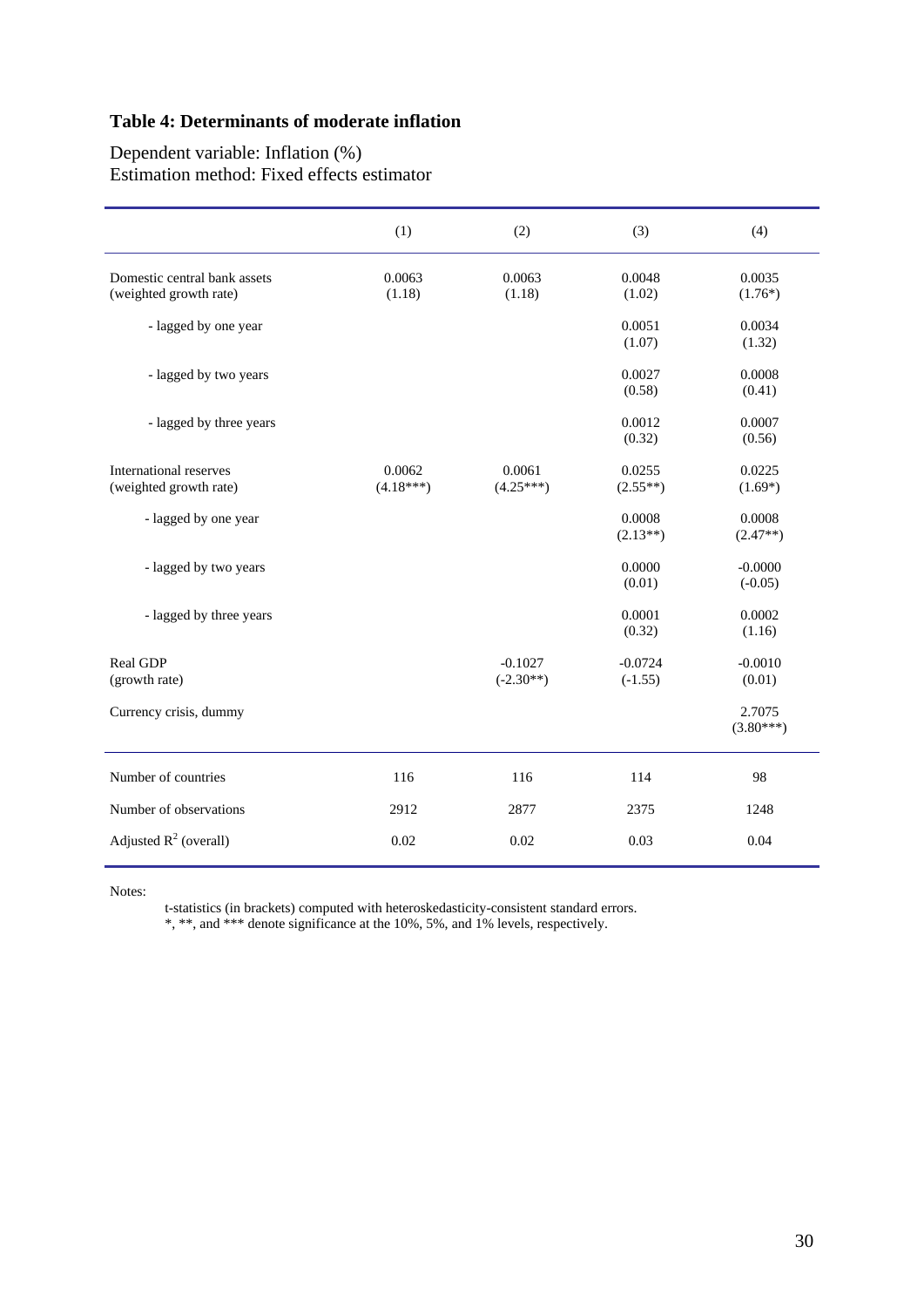**Table 4: Determinants of moderate inflation**

Dependent variable: Inflation (%)
Estimation method: Fixed effects estimator

| | (1) | (2) | (3) | (4) |
|---|---|---|---|---|
| Domestic central bank assets (weighted growth rate) | 0.0063 (1.18) | 0.0063 (1.18) | 0.0048 (1.02) | 0.0035 (1.76*) |
| - lagged by one year | | | 0.0051 (1.07) | 0.0034 (1.32) |
| - lagged by two years | | | 0.0027 (0.58) | 0.0008 (0.41) |
| - lagged by three years | | | 0.0012 (0.32) | 0.0007 (0.56) |
| International reserves (weighted growth rate) | 0.0062 (4.18***) | 0.0061 (4.25***) | 0.0255 (2.55**) | 0.0225 (1.69*) |
| - lagged by one year | | | 0.0008 (2.13**) | 0.0008 (2.47**) |
| - lagged by two years | | | 0.0000 (0.01) | -0.0000 (-0.05) |
| - lagged by three years | | | 0.0001 (0.32) | 0.0002 (1.16) |
| Real GDP (growth rate) | | -0.1027 (-2.30**) | -0.0724 (-1.55) | -0.0010 (0.01) |
| Currency crisis, dummy | | | | 2.7075 (3.80***) |
| Number of countries | 116 | 116 | 114 | 98 |
| Number of observations | 2912 | 2877 | 2375 | 1248 |
| Adjusted $R^2$ (overall) | 0.02 | 0.02 | 0.03 | 0.04 |

Notes:

t-statistics (in brackets) computed with heteroskedasticity-consistent standard errors.
*, **, and *** denote significance at the 10%, 5%, and 1% levels, respectively.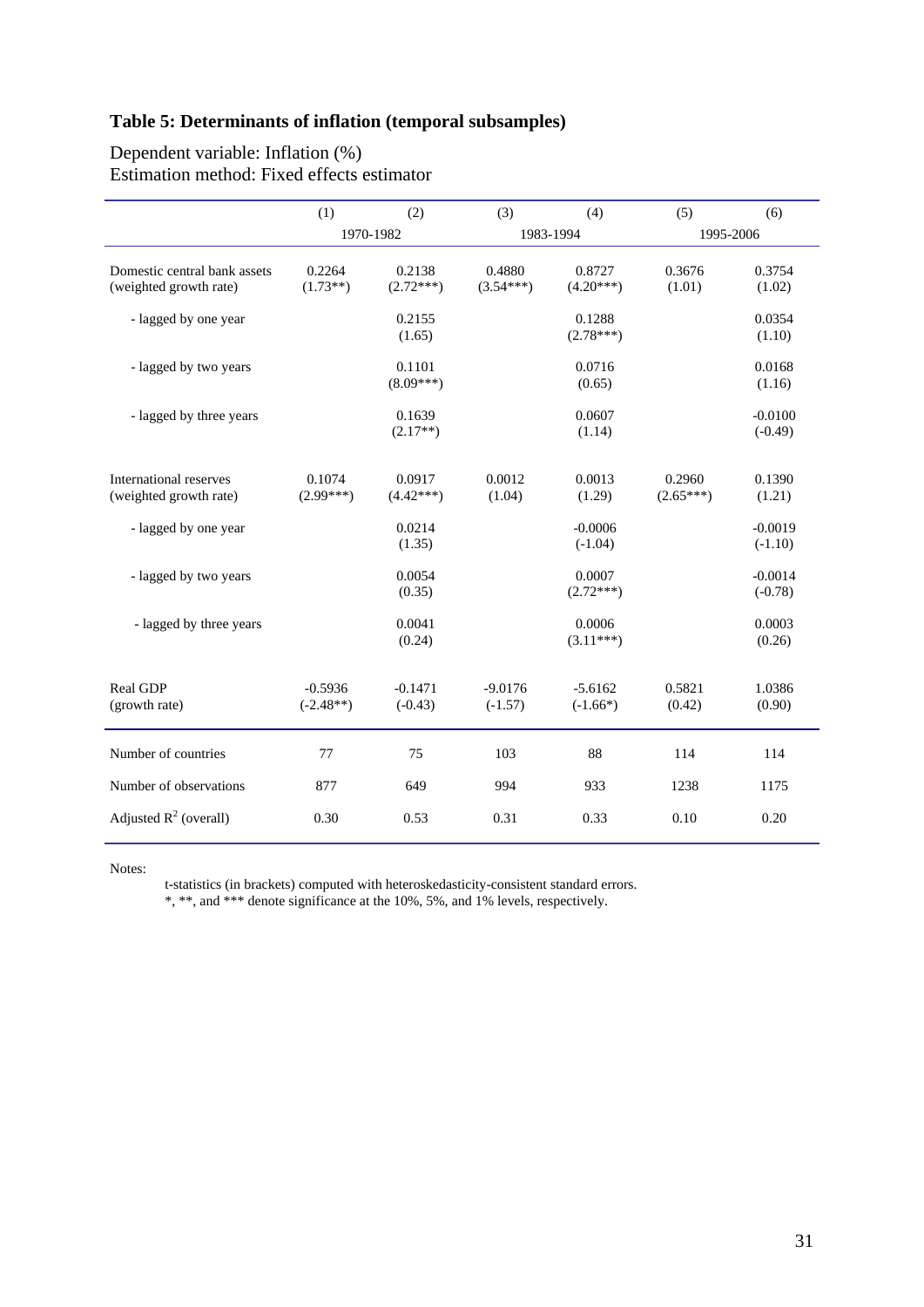**Table 5: Determinants of inflation (temporal subsamples)**

Dependent variable: Inflation (%)
Estimation method: Fixed effects estimator

| | (1) | (2) | (3) | (4) | (5) | (6) |
|---|---|---|---|---|---|---|
| | 1970-1982 | | 1983-1994 | | 1995-2006 | |
| Domestic central bank assets (weighted growth rate) | 0.2264 (1.73**) | 0.2138 (2.72***) | 0.4880 (3.54***) | 0.8727 (4.20***) | 0.3676 (1.01) | 0.3754 (1.02) |
| - lagged by one year | | 0.2155 (1.65) | | 0.1288 (2.78***) | | 0.0354 (1.10) |
| - lagged by two years | | 0.1101 (8.09***) | | 0.0716 (0.65) | | 0.0168 (1.16) |
| - lagged by three years | | 0.1639 (2.17**) | | 0.0607 (1.14) | | -0.0100 (-0.49) |
| International reserves (weighted growth rate) | 0.1074 (2.99***) | 0.0917 (4.42***) | 0.0012 (1.04) | 0.0013 (1.29) | 0.2960 (2.65***) | 0.1390 (1.21) |
| - lagged by one year | | 0.0214 (1.35) | | -0.0006 (-1.04) | | -0.0019 (-1.10) |
| - lagged by two years | | 0.0054 (0.35) | | 0.0007 (2.72***) | | -0.0014 (-0.78) |
| - lagged by three years | | 0.0041 (0.24) | | 0.0006 (3.11***) | | 0.0003 (0.26) |
| Real GDP (growth rate) | -0.5936 (-2.48**) | -0.1471 (-0.43) | -9.0176 (-1.57) | -5.6162 (-1.66*) | 0.5821 (0.42) | 1.0386 (0.90) |
| Number of countries | 77 | 75 | 103 | 88 | 114 | 114 |
| Number of observations | 877 | 649 | 994 | 933 | 1238 | 1175 |
| Adjusted $R^2$ (overall) | 0.30 | 0.53 | 0.31 | 0.33 | 0.10 | 0.20 |

Notes:

t-statistics (in brackets) computed with heteroskedasticity-consistent standard errors.
*, **, and *** denote significance at the 10%, 5%, and 1% levels, respectively.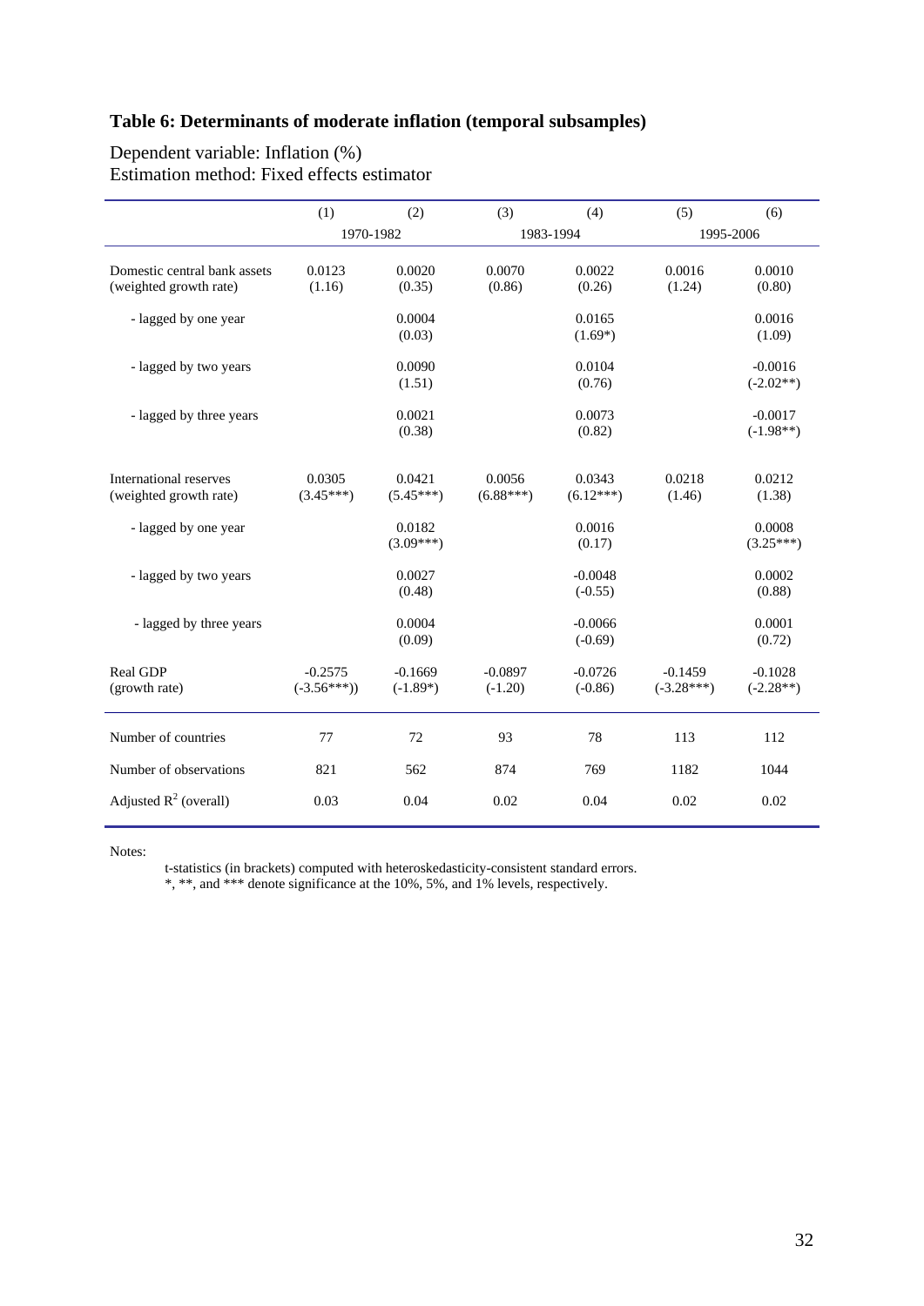**Table 6: Determinants of moderate inflation (temporal subsamples)**

Dependent variable: Inflation (%)
Estimation method: Fixed effects estimator

| | (1) | (2) | (3) | (4) | (5) | (6) |
|---|---|---|---|---|---|---|
| | 1970-1982 | | 1983-1994 | | 1995-2006 | |
| Domestic central bank assets (weighted growth rate) | 0.0123 (1.16) | 0.0020 (0.35) | 0.0070 (0.86) | 0.0022 (0.26) | 0.0016 (1.24) | 0.0010 (0.80) |
| - lagged by one year | | 0.0004 (0.03) | | 0.0165 (1.69*) | | 0.0016 (1.09) |
| - lagged by two years | | 0.0090 (1.51) | | 0.0104 (0.76) | | -0.0016 (-2.02**) |
| - lagged by three years | | 0.0021 (0.38) | | 0.0073 (0.82) | | -0.0017 (-1.98**) |
| International reserves (weighted growth rate) | 0.0305 (3.45***) | 0.0421 (5.45***) | 0.0056 (6.88***) | 0.0343 (6.12***) | 0.0218 (1.46) | 0.0212 (1.38) |
| - lagged by one year | | 0.0182 (3.09***) | | 0.0016 (0.17) | | 0.0008 (3.25***) |
| - lagged by two years | | 0.0027 (0.48) | | -0.0048 (-0.55) | | 0.0002 (0.88) |
| - lagged by three years | | 0.0004 (0.09) | | -0.0066 (-0.69) | | 0.0001 (0.72) |
| Real GDP (growth rate) | -0.2575 (-3.56***)) | -0.1669 (-1.89*) | -0.0897 (-1.20) | -0.0726 (-0.86) | -0.1459 (-3.28***) | -0.1028 (-2.28**) |
| Number of countries | 77 | 72 | 93 | 78 | 113 | 112 |
| Number of observations | 821 | 562 | 874 | 769 | 1182 | 1044 |
| Adjusted $R^2$ (overall) | 0.03 | 0.04 | 0.02 | 0.04 | 0.02 | 0.02 |

Notes:

t-statistics (in brackets) computed with heteroskedasticity-consistent standard errors.
*, **, and *** denote significance at the 10%, 5%, and 1% levels, respectively.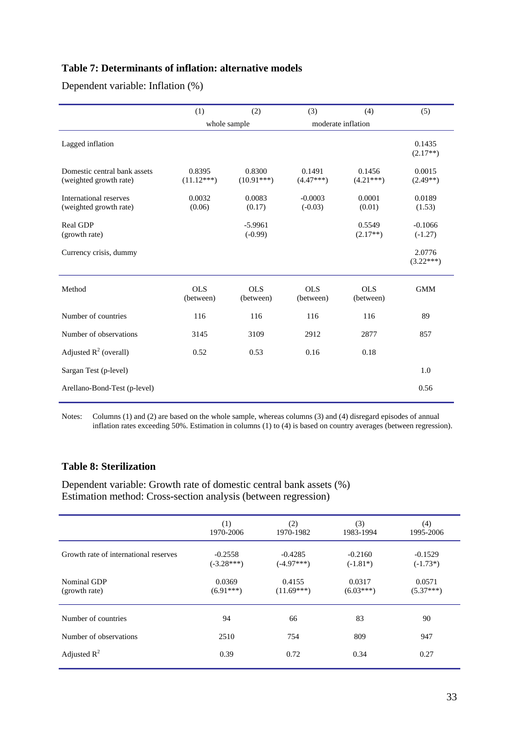**Table 7: Determinants of inflation: alternative models**

Dependent variable: Inflation (%)

| | (1) | (2) | (3) | (4) | (5) |
|---|---|---|---|---|---|
| | whole sample | | moderate inflation | | |
| Lagged inflation | | | | | 0.1435 (2.17**) |
| Domestic central bank assets (weighted growth rate) | 0.8395 (11.12***) | 0.8300 (10.91***) | 0.1491 (4.47***) | 0.1456 (4.21***) | 0.0015 (2.49**) |
| International reserves (weighted growth rate) | 0.0032 (0.06) | 0.0083 (0.17) | -0.0003 (-0.03) | 0.0001 (0.01) | 0.0189 (1.53) |
| Real GDP (growth rate) | | -5.9961 (-0.99) | | 0.5549 (2.17**) | -0.1066 (-1.27) |
| Currency crisis, dummy | | | | | 2.0776 (3.22***) |
| Method | OLS (between) | OLS (between) | OLS (between) | OLS (between) | GMM |
| Number of countries | 116 | 116 | 116 | 116 | 89 |
| Number of observations | 3145 | 3109 | 2912 | 2877 | 857 |
| Adjusted $R^2$ (overall) | 0.52 | 0.53 | 0.16 | 0.18 | |
| Sargan Test (p-level) | | | | | 1.0 |
| Arellano-Bond-Test (p-level) | | | | | 0.56 |

Notes: Columns (1) and (2) are based on the whole sample, whereas columns (3) and (4) disregard episodes of annual inflation rates exceeding 50%. Estimation in columns (1) to (4) is based on country averages (between regression).

**Table 8: Sterilization**

Dependent variable: Growth rate of domestic central bank assets (%)
Estimation method: Cross-section analysis (between regression)

| | (1) 1970-2006 | (2) 1970-1982 | (3) 1983-1994 | (4) 1995-2006 |
|---|---|---|---|---|
| Growth rate of international reserves | -0.2558 (-3.28***) | -0.4285 (-4.97***) | -0.2160 (-1.81*) | -0.1529 (-1.73*) |
| Nominal GDP (growth rate) | 0.0369 (6.91***) | 0.4155 (11.69***) | 0.0317 (6.03***) | 0.0571 (5.37***) |
| Number of countries | 94 | 66 | 83 | 90 |
| Number of observations | 2510 | 754 | 809 | 947 |
| Adjusted $R^2$ | 0.39 | 0.72 | 0.34 | 0.27 |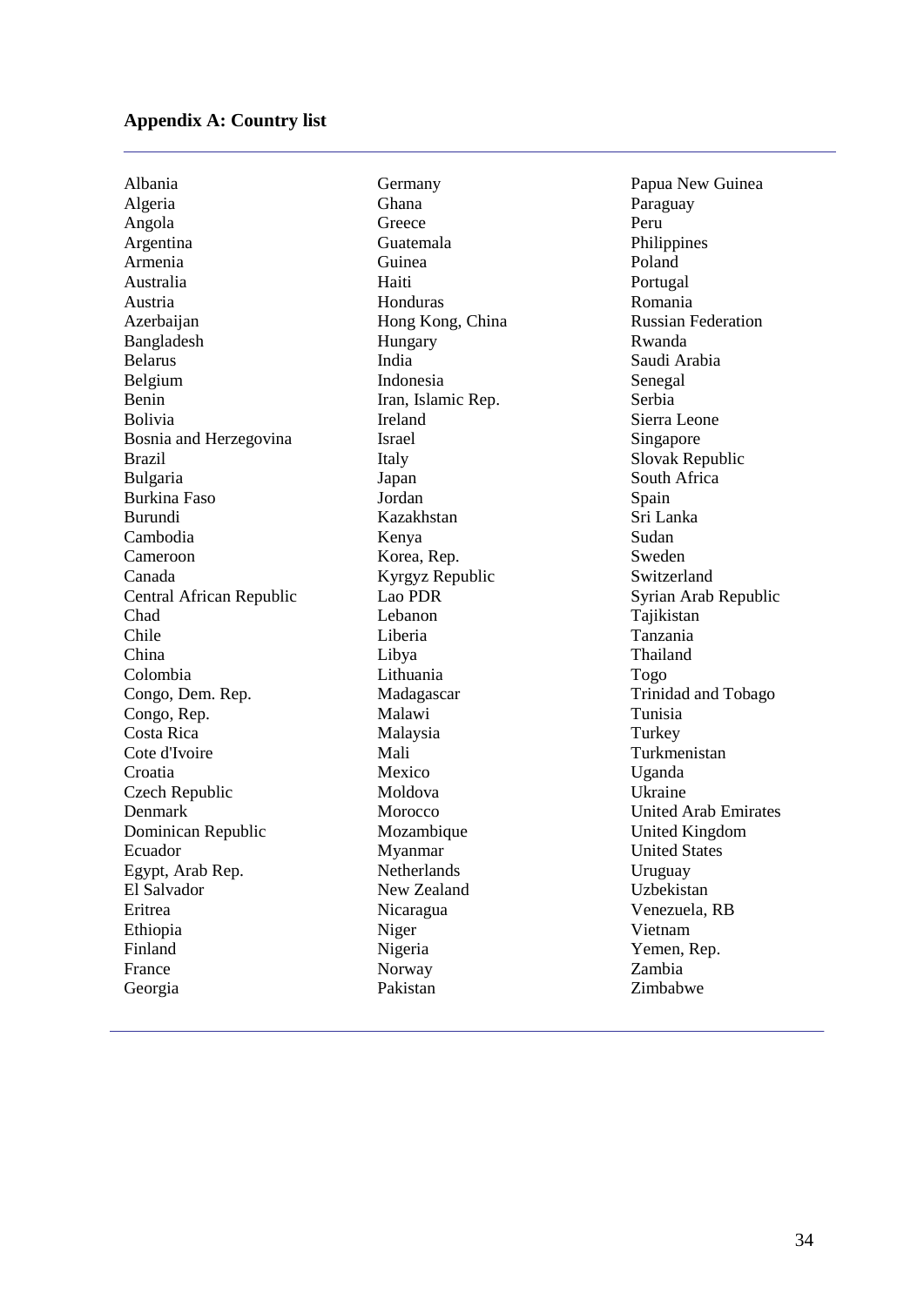## Appendix A: Country list

Albania
Algeria
Angola
Argentina
Armenia
Australia
Austria
Azerbaijan
Bangladesh
Belarus
Belgium
Benin
Bolivia
Bosnia and Herzegovina
Brazil
Bulgaria
Burkina Faso
Burundi
Cambodia
Cameroon
Canada
Central African Republic
Chad
Chile
China
Colombia
Congo, Dem. Rep.
Congo, Rep.
Costa Rica
Cote d'Ivoire
Croatia
Czech Republic
Denmark
Dominican Republic
Ecuador
Egypt, Arab Rep.
El Salvador
Eritrea
Ethiopia
Finland
France
Georgia
Germany
Ghana
Greece
Guatemala
Guinea
Haiti
Honduras
Hong Kong, China
Hungary
India
Indonesia
Iran, Islamic Rep.
Ireland
Israel
Italy
Japan
Jordan
Kazakhstan
Kenya
Korea, Rep.
Kyrgyz Republic
Lao PDR
Lebanon
Liberia
Libya
Lithuania
Madagascar
Malawi
Malaysia
Mali
Mexico
Moldova
Morocco
Mozambique
Myanmar
Netherlands
New Zealand
Nicaragua
Niger
Nigeria
Norway
Pakistan
Papua New Guinea
Paraguay
Peru
Philippines
Poland
Portugal
Romania
Russian Federation
Rwanda
Saudi Arabia
Senegal
Serbia
Sierra Leone
Singapore
Slovak Republic
South Africa
Spain
Sri Lanka
Sudan
Sweden
Switzerland
Syrian Arab Republic
Tajikistan
Tanzania
Thailand
Togo
Trinidad and Tobago
Tunisia
Turkey
Turkmenistan
Uganda
Ukraine
United Arab Emirates
United Kingdom
United States
Uruguay
Uzbekistan
Venezuela, RB
Vietnam
Yemen, Rep.
Zambia
Zimbabwe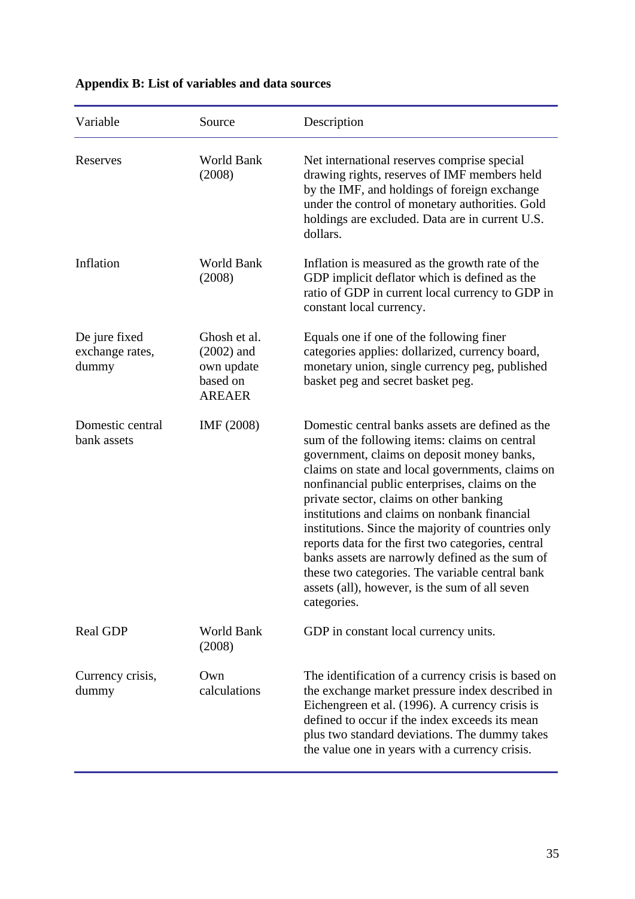**Appendix B: List of variables and data sources**

| Variable | Source | Description |
|---|---|---|
| Reserves | World Bank (2008) | Net international reserves comprise special drawing rights, reserves of IMF members held by the IMF, and holdings of foreign exchange under the control of monetary authorities. Gold holdings are excluded. Data are in current U.S. dollars. |
| Inflation | World Bank (2008) | Inflation is measured as the growth rate of the GDP implicit deflator which is defined as the ratio of GDP in current local currency to GDP in constant local currency. |
| De jure fixed exchange rates, dummy | Ghosh et al. (2002) and own update based on AREAER | Equals one if one of the following finer categories applies: dollarized, currency board, monetary union, single currency peg, published basket peg and secret basket peg. |
| Domestic central bank assets | IMF (2008) | Domestic central banks assets are defined as the sum of the following items: claims on central government, claims on deposit money banks, claims on state and local governments, claims on nonfinancial public enterprises, claims on the private sector, claims on other banking institutions and claims on nonbank financial institutions. Since the majority of countries only reports data for the first two categories, central banks assets are narrowly defined as the sum of these two categories. The variable central bank assets (all), however, is the sum of all seven categories. |
| Real GDP | World Bank (2008) | GDP in constant local currency units. |
| Currency crisis, dummy | Own calculations | The identification of a currency crisis is based on the exchange market pressure index described in Eichengreen et al. (1996). A currency crisis is defined to occur if the index exceeds its mean plus two standard deviations. The dummy takes the value one in years with a currency crisis. |